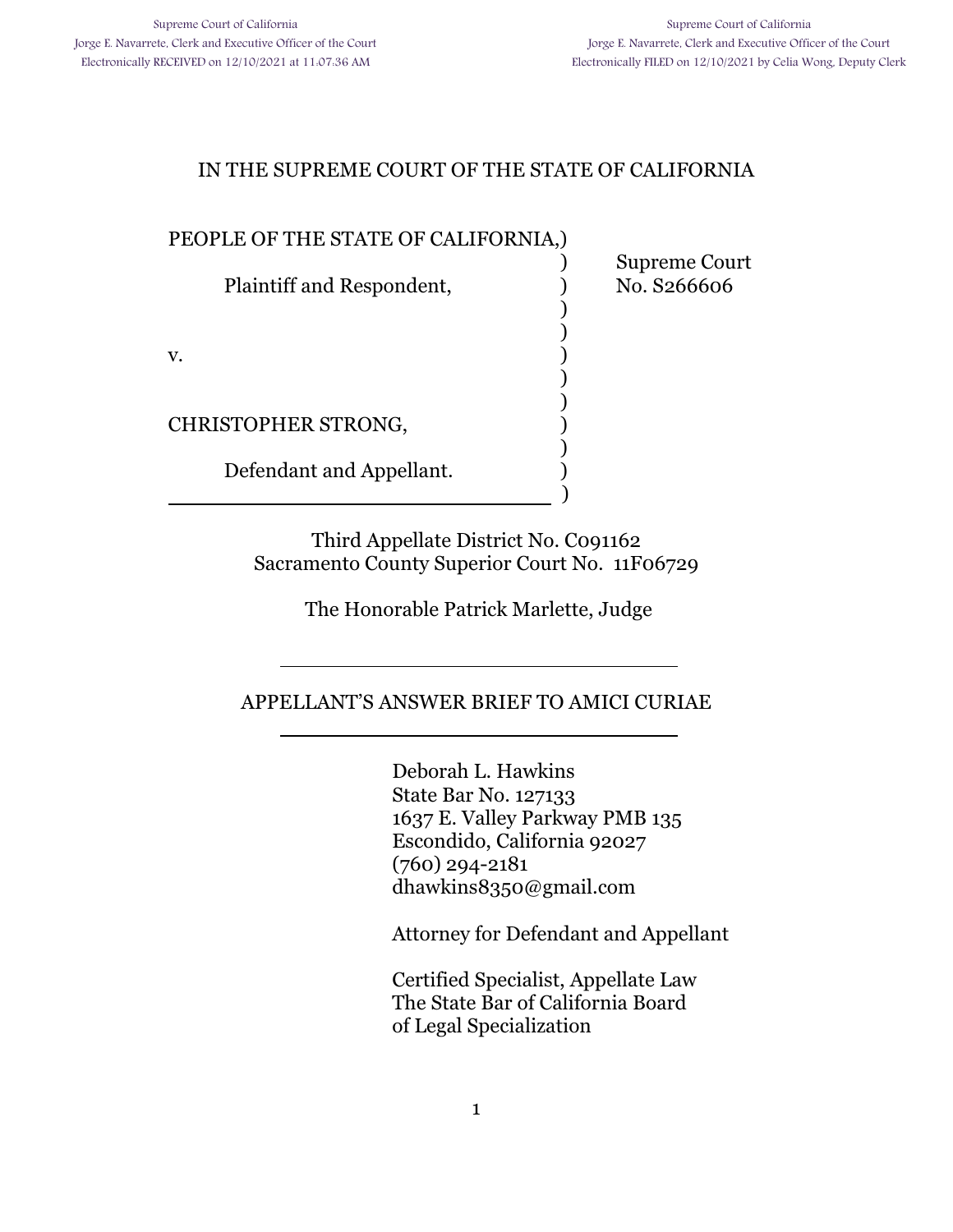Supreme Court of California
Jorge E. Navarrete, Clerk and Executive Officer of the Court
Electronically RECEIVED on 12/10/2021 at 11:07:36 AM

Supreme Court of California
Jorge E. Navarrete, Clerk and Executive Officer of the Court
Electronically FILED on 12/10/2021 by Celia Wong, Deputy Clerk

IN THE SUPREME COURT OF THE STATE OF CALIFORNIA

| | |
|---|---|
| PEOPLE OF THE STATE OF CALIFORNIA, Plaintiff and Respondent, v. CHRISTOPHER STRONG, Defendant and Appellant. | Supreme Court No. S266606 |

Third Appellate District No. C091162
Sacramento County Superior Court No. 11F06729

The Honorable Patrick Marlette, Judge

## APPELLANT'S ANSWER BRIEF TO AMICI CURIAE

Deborah L. Hawkins
State Bar No. 127133
1637 E. Valley Parkway PMB 135
Escondido, California 92027
(760) 294-2181
dhawkins8350@gmail.com

Attorney for Defendant and Appellant

Certified Specialist, Appellate Law
The State Bar of California Board
of Legal Specialization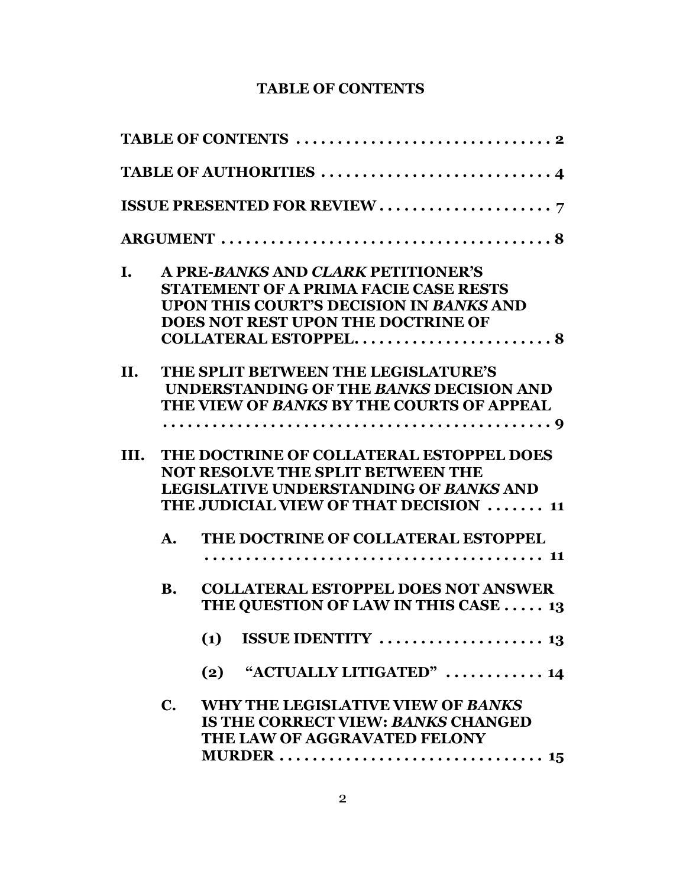# TABLE OF CONTENTS

**TABLE OF CONTENTS** . . . . . . . . . . . . . . . . . . . . . . . . . . . . . . . **2**

**TABLE OF AUTHORITIES** . . . . . . . . . . . . . . . . . . . . . . . . . . . . **4**

**ISSUE PRESENTED FOR REVIEW** . . . . . . . . . . . . . . . . . . . . **7**

**ARGUMENT** . . . . . . . . . . . . . . . . . . . . . . . . . . . . . . . . . . . . . . . . **8**

**I. A PRE-*BANKS* AND *CLARK* PETITIONER'S STATEMENT OF A PRIMA FACIE CASE RESTS UPON THIS COURT'S DECISION IN *BANKS* AND DOES NOT REST UPON THE DOCTRINE OF COLLATERAL ESTOPPEL.** . . . . . . . . . . . . . . . . . . . . . . . **8**

**II. THE SPLIT BETWEEN THE LEGISLATURE'S UNDERSTANDING OF THE *BANKS* DECISION AND THE VIEW OF *BANKS* BY THE COURTS OF APPEAL** . . . . . . . . . . . . . . . . . . . . . . . . . . . . . . . . . . . . . . . . . . . . . . **9**

**III. THE DOCTRINE OF COLLATERAL ESTOPPEL DOES NOT RESOLVE THE SPLIT BETWEEN THE LEGISLATIVE UNDERSTANDING OF *BANKS* AND THE JUDICIAL VIEW OF THAT DECISION** . . . . . . . **11**

- **A. THE DOCTRINE OF COLLATERAL ESTOPPEL** . . . . . . . . . . . . . . . . . . . . . . . . . . . . . . . . . . . . . . . . . **11**

- **B. COLLATERAL ESTOPPEL DOES NOT ANSWER THE QUESTION OF LAW IN THIS CASE** . . . . . **13**

  - **(1) ISSUE IDENTITY** . . . . . . . . . . . . . . . . . . . . **13**

  - **(2) "ACTUALLY LITIGATED"** . . . . . . . . . . . . **14**

- **C. WHY THE LEGISLATIVE VIEW OF *BANKS* IS THE CORRECT VIEW: *BANKS* CHANGED THE LAW OF AGGRAVATED FELONY MURDER** . . . . . . . . . . . . . . . . . . . . . . . . . . . . . . . **15**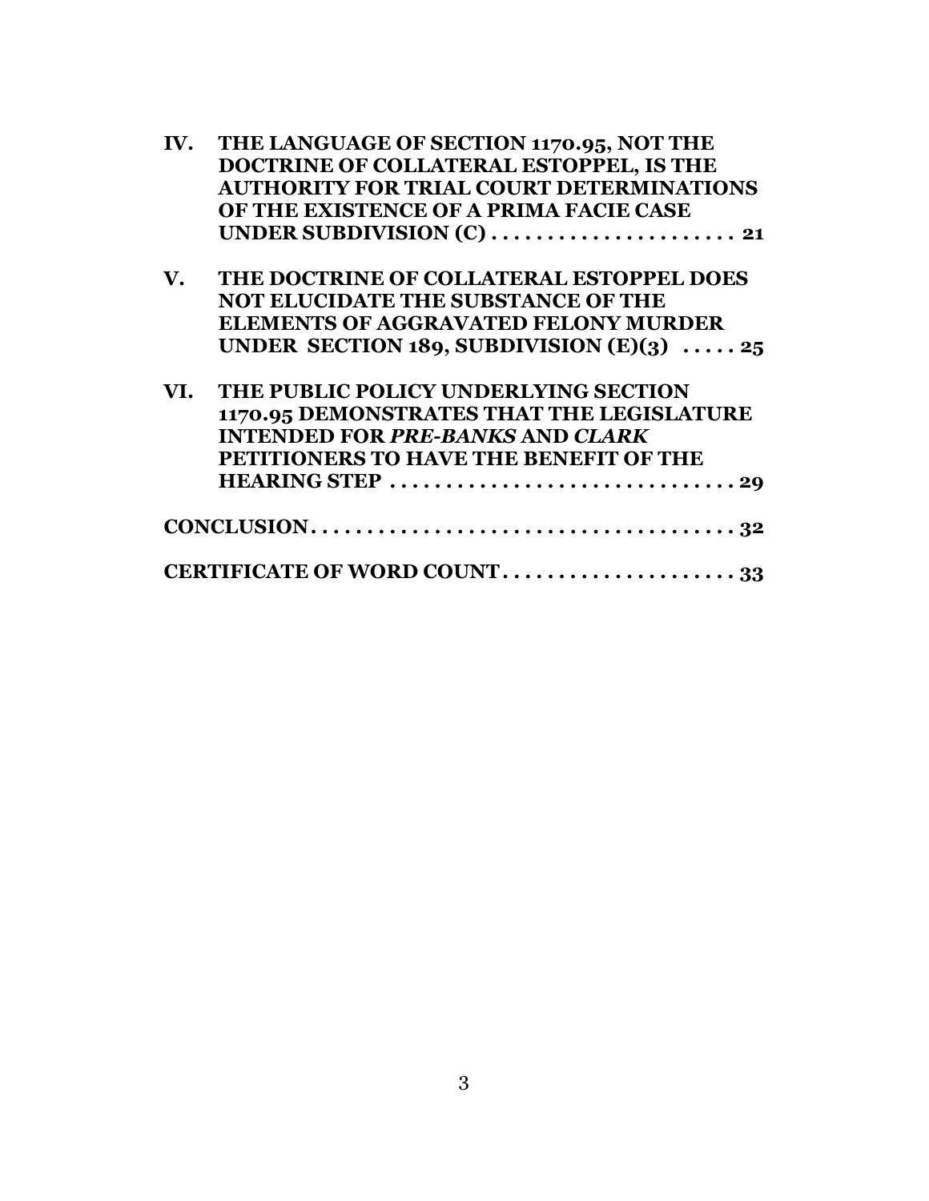**IV. THE LANGUAGE OF SECTION 1170.95, NOT THE DOCTRINE OF COLLATERAL ESTOPPEL, IS THE AUTHORITY FOR TRIAL COURT DETERMINATIONS OF THE EXISTENCE OF A PRIMA FACIE CASE UNDER SUBDIVISION (C) . . . . . . . . . . . . . . . . . . . . . . 21**

**V. THE DOCTRINE OF COLLATERAL ESTOPPEL DOES NOT ELUCIDATE THE SUBSTANCE OF THE ELEMENTS OF AGGRAVATED FELONY MURDER UNDER SECTION 189, SUBDIVISION (E)(3) . . . . . 25**

**VI. THE PUBLIC POLICY UNDERLYING SECTION 1170.95 DEMONSTRATES THAT THE LEGISLATURE INTENDED FOR *PRE-BANKS* AND *CLARK* PETITIONERS TO HAVE THE BENEFIT OF THE HEARING STEP . . . . . . . . . . . . . . . . . . . . . . . . . . . . . . . 29**

**CONCLUSION . . . . . . . . . . . . . . . . . . . . . . . . . . . . . . . . . . . . . . 32**

**CERTIFICATE OF WORD COUNT . . . . . . . . . . . . . . . . . . . . . 33**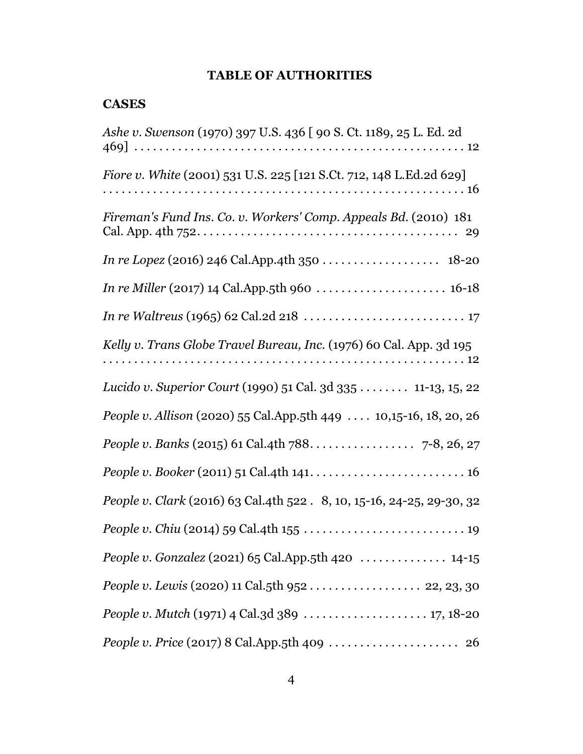## TABLE OF AUTHORITIES

### CASES

*Ashe v. Swenson* (1970) 397 U.S. 436 [ 90 S. Ct. 1189, 25 L. Ed. 2d 469] . . . . . . . . . . . . . . . . . . . . . . . . . . . . . . . . . . . . . . . . . . . . . . . . 12

*Fiore v. White* (2001) 531 U.S. 225 [121 S.Ct. 712, 148 L.Ed.2d 629] . . . . . . . . . . . . . . . . . . . . . . . . . . . . . . . . . . . . . . . . . . . . . . . . . . . . . 16

*Fireman's Fund Ins. Co. v. Workers' Comp. Appeals Bd.* (2010) 181 Cal. App. 4th 752. . . . . . . . . . . . . . . . . . . . . . . . . . . . . . . . . . . . . . . . 29

*In re Lopez* (2016) 246 Cal.App.4th 350 . . . . . . . . . . . . . . . . . . . 18-20

*In re Miller* (2017) 14 Cal.App.5th 960 . . . . . . . . . . . . . . . . . . . . . 16-18

*In re Waltreus* (1965) 62 Cal.2d 218 . . . . . . . . . . . . . . . . . . . . . . . . . 17

*Kelly v. Trans Globe Travel Bureau, Inc.* (1976) 60 Cal. App. 3d 195 . . . . . . . . . . . . . . . . . . . . . . . . . . . . . . . . . . . . . . . . . . . . . . . . . . . . . 12

*Lucido v. Superior Court* (1990) 51 Cal. 3d 335 . . . . . . . . 11-13, 15, 22

*People v. Allison* (2020) 55 Cal.App.5th 449 . . . . 10,15-16, 18, 20, 26

*People v. Banks* (2015) 61 Cal.4th 788. . . . . . . . . . . . . . . . . 7-8, 26, 27

*People v. Booker* (2011) 51 Cal.4th 141. . . . . . . . . . . . . . . . . . . . . . . . . 16

*People v. Clark* (2016) 63 Cal.4th 522 . 8, 10, 15-16, 24-25, 29-30, 32

*People v. Chiu* (2014) 59 Cal.4th 155 . . . . . . . . . . . . . . . . . . . . . . . . . . 19

*People v. Gonzalez* (2021) 65 Cal.App.5th 420 . . . . . . . . . . . . . . 14-15

*People v. Lewis* (2020) 11 Cal.5th 952 . . . . . . . . . . . . . . . . . . 22, 23, 30

*People v. Mutch* (1971) 4 Cal.3d 389 . . . . . . . . . . . . . . . . . . . . 17, 18-20

*People v. Price* (2017) 8 Cal.App.5th 409 . . . . . . . . . . . . . . . . . . . . . 26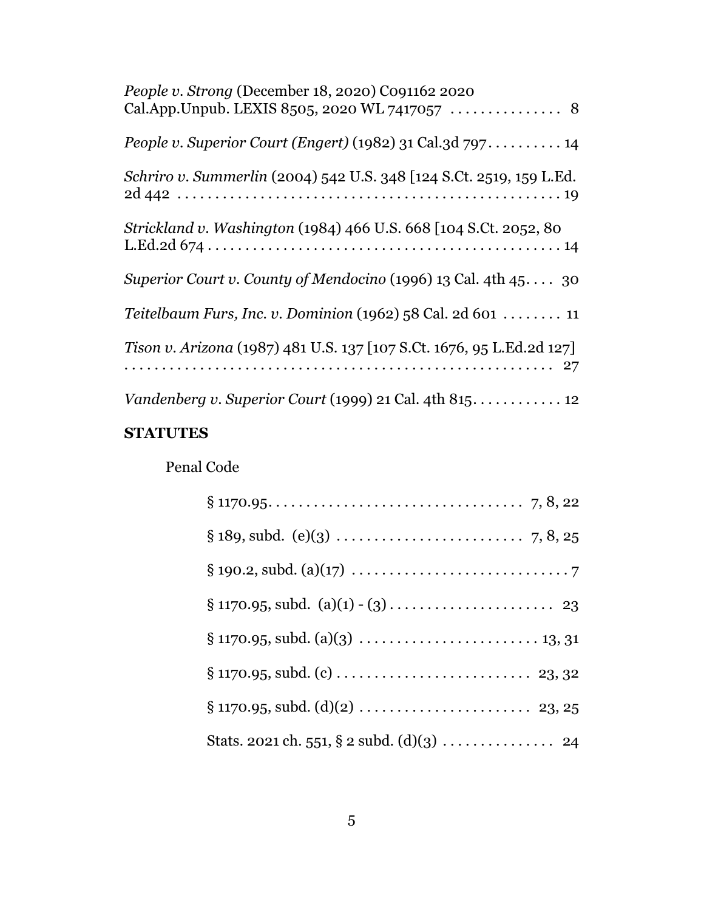*People v. Strong* (December 18, 2020) C091162 2020 Cal.App.Unpub. LEXIS 8505, 2020 WL 7417057 . . . . . . . . . . . . . . . 8

*People v. Superior Court (Engert)* (1982) 31 Cal.3d 797. . . . . . . . . . 14

*Schriro v. Summerlin* (2004) 542 U.S. 348 [124 S.Ct. 2519, 159 L.Ed. 2d 442 . . . . . . . . . . . . . . . . . . . . . . . . . . . . . . . . . . . . . . . . . . . . . . 19

*Strickland v. Washington* (1984) 466 U.S. 668 [104 S.Ct. 2052, 80 L.Ed.2d 674 . . . . . . . . . . . . . . . . . . . . . . . . . . . . . . . . . . . . . . . . . . . . 14

*Superior Court v. County of Mendocino* (1996) 13 Cal. 4th 45. . . . 30

*Teitelbaum Furs, Inc. v. Dominion* (1962) 58 Cal. 2d 601 . . . . . . . . 11

*Tison v. Arizona* (1987) 481 U.S. 137 [107 S.Ct. 1676, 95 L.Ed.2d 127] . . . . . . . . . . . . . . . . . . . . . . . . . . . . . . . . . . . . . . . . . . . . . . . . . . . . . 27

*Vandenberg v. Superior Court* (1999) 21 Cal. 4th 815. . . . . . . . . . . . 12

**STATUTES**

Penal Code

§ 1170.95. . . . . . . . . . . . . . . . . . . . . . . . . . . . . . . . . 7, 8, 22

§ 189, subd. (e)(3) . . . . . . . . . . . . . . . . . . . . . . . . . 7, 8, 25

§ 190.2, subd. (a)(17) . . . . . . . . . . . . . . . . . . . . . . . . . . . . . 7

§ 1170.95, subd. (a)(1) - (3) . . . . . . . . . . . . . . . . . . . . . . 23

§ 1170.95, subd. (a)(3) . . . . . . . . . . . . . . . . . . . . . . . . 13, 31

§ 1170.95, subd. (c) . . . . . . . . . . . . . . . . . . . . . . . . . 23, 32

§ 1170.95, subd. (d)(2) . . . . . . . . . . . . . . . . . . . . . . . 23, 25

Stats. 2021 ch. 551, § 2 subd. (d)(3) . . . . . . . . . . . . . . . 24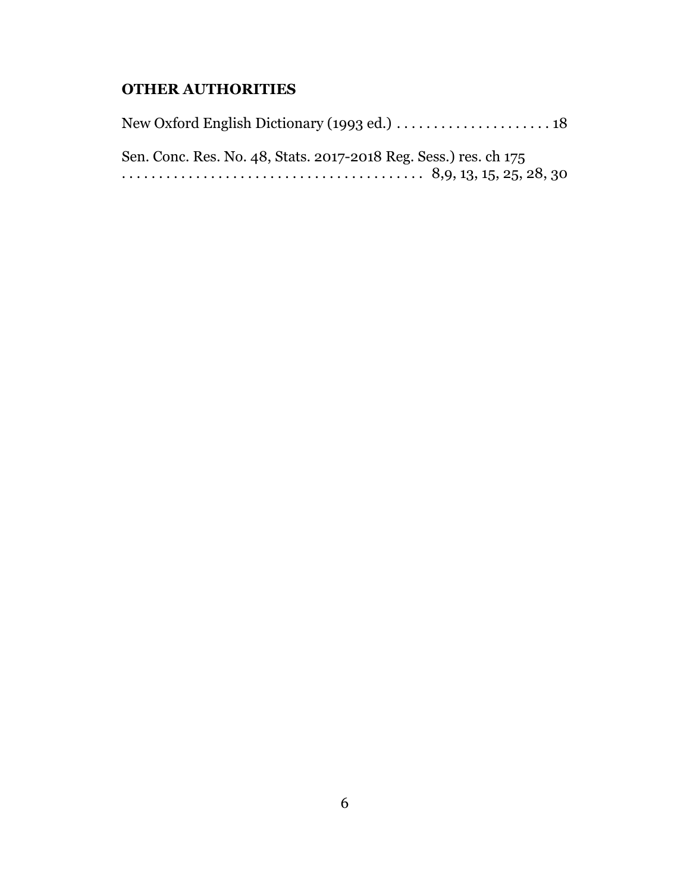**OTHER AUTHORITIES**

New Oxford English Dictionary (1993 ed.) . . . . . . . . . . . . . . . . . . . . . . 18

Sen. Conc. Res. No. 48, Stats. 2017-2018 Reg. Sess.) res. ch 175
. . . . . . . . . . . . . . . . . . . . . . . . . . . . . . . . . . . . . . . 8,9, 13, 15, 25, 28, 30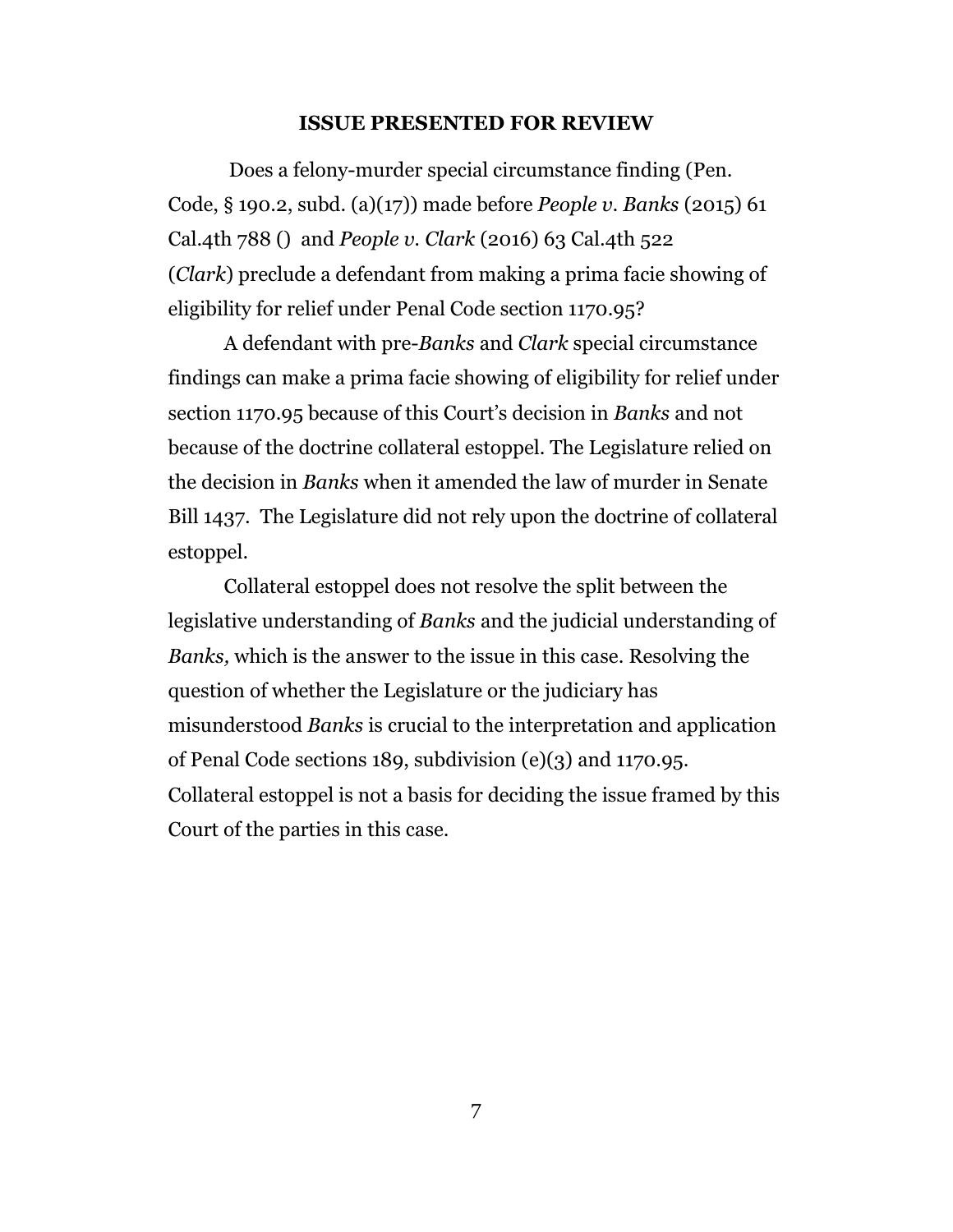## ISSUE PRESENTED FOR REVIEW

Does a felony-murder special circumstance finding (Pen. Code, § 190.2, subd. (a)(17)) made before *People v. Banks* (2015) 61 Cal.4th 788 () and *People v. Clark* (2016) 63 Cal.4th 522 (*Clark*) preclude a defendant from making a prima facie showing of eligibility for relief under Penal Code section 1170.95?

A defendant with pre-*Banks* and *Clark* special circumstance findings can make a prima facie showing of eligibility for relief under section 1170.95 because of this Court's decision in *Banks* and not because of the doctrine collateral estoppel. The Legislature relied on the decision in *Banks* when it amended the law of murder in Senate Bill 1437. The Legislature did not rely upon the doctrine of collateral estoppel.

Collateral estoppel does not resolve the split between the legislative understanding of *Banks* and the judicial understanding of *Banks,* which is the answer to the issue in this case. Resolving the question of whether the Legislature or the judiciary has misunderstood *Banks* is crucial to the interpretation and application of Penal Code sections 189, subdivision (e)(3) and 1170.95. Collateral estoppel is not a basis for deciding the issue framed by this Court of the parties in this case.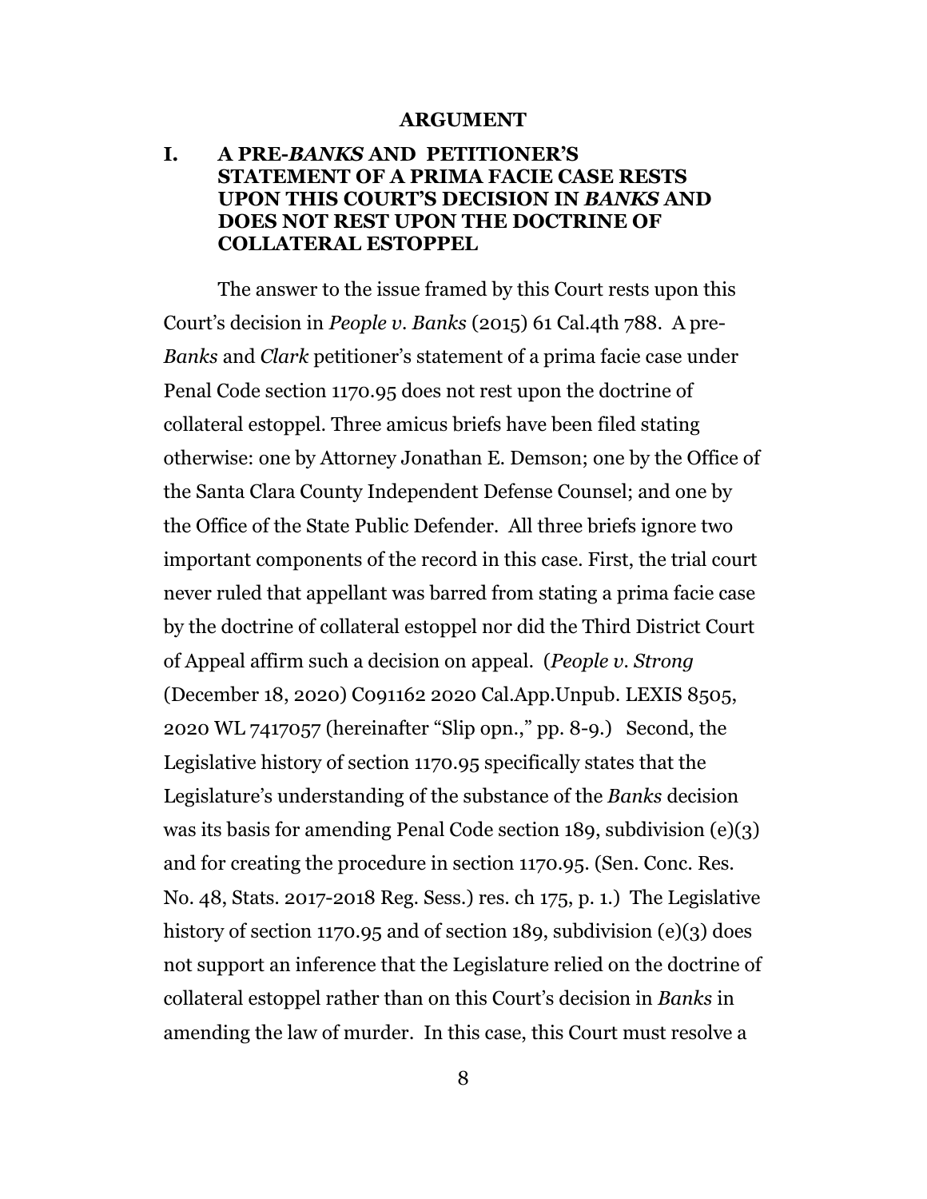## ARGUMENT

### I. A PRE-*BANKS* AND PETITIONER'S STATEMENT OF A PRIMA FACIE CASE RESTS UPON THIS COURT'S DECISION IN *BANKS* AND DOES NOT REST UPON THE DOCTRINE OF COLLATERAL ESTOPPEL

The answer to the issue framed by this Court rests upon this Court's decision in *People v. Banks* (2015) 61 Cal.4th 788. A pre-*Banks* and *Clark* petitioner's statement of a prima facie case under Penal Code section 1170.95 does not rest upon the doctrine of collateral estoppel. Three amicus briefs have been filed stating otherwise: one by Attorney Jonathan E. Demson; one by the Office of the Santa Clara County Independent Defense Counsel; and one by the Office of the State Public Defender. All three briefs ignore two important components of the record in this case. First, the trial court never ruled that appellant was barred from stating a prima facie case by the doctrine of collateral estoppel nor did the Third District Court of Appeal affirm such a decision on appeal. (*People v. Strong* (December 18, 2020) C091162 2020 Cal.App.Unpub. LEXIS 8505, 2020 WL 7417057 (hereinafter "Slip opn.," pp. 8-9.) Second, the Legislative history of section 1170.95 specifically states that the Legislature's understanding of the substance of the *Banks* decision was its basis for amending Penal Code section 189, subdivision (e)(3) and for creating the procedure in section 1170.95. (Sen. Conc. Res. No. 48, Stats. 2017-2018 Reg. Sess.) res. ch 175, p. 1.) The Legislative history of section 1170.95 and of section 189, subdivision (e)(3) does not support an inference that the Legislature relied on the doctrine of collateral estoppel rather than on this Court's decision in *Banks* in amending the law of murder. In this case, this Court must resolve a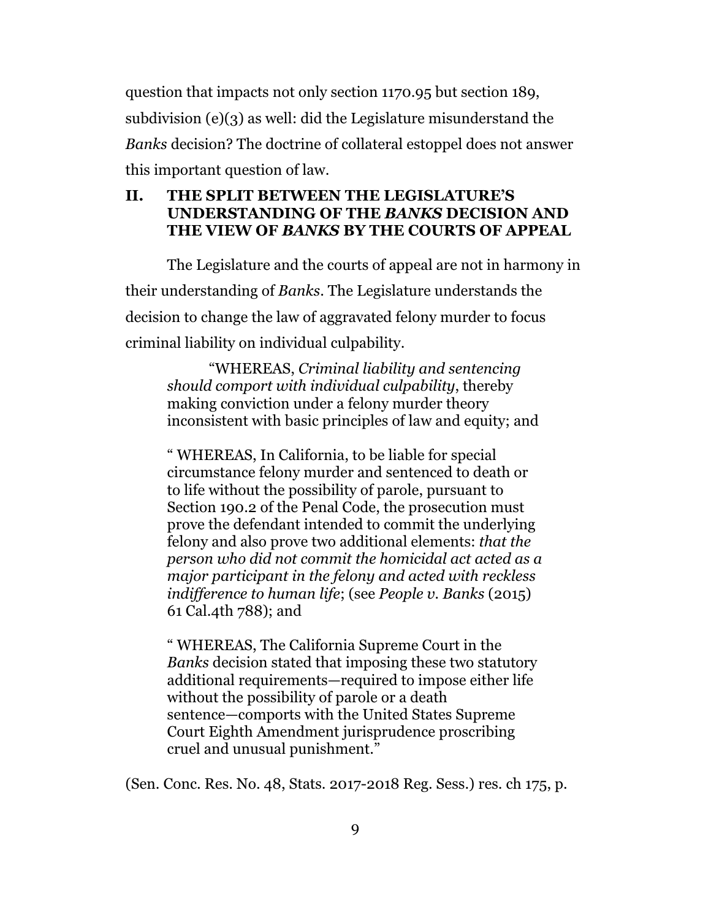question that impacts not only section 1170.95 but section 189, subdivision (e)(3) as well: did the Legislature misunderstand the *Banks* decision? The doctrine of collateral estoppel does not answer this important question of law.

## II. THE SPLIT BETWEEN THE LEGISLATURE'S UNDERSTANDING OF THE *BANKS* DECISION AND THE VIEW OF *BANKS* BY THE COURTS OF APPEAL

The Legislature and the courts of appeal are not in harmony in their understanding of *Banks*. The Legislature understands the decision to change the law of aggravated felony murder to focus criminal liability on individual culpability.

> "WHEREAS, *Criminal liability and sentencing should comport with individual culpability*, thereby making conviction under a felony murder theory inconsistent with basic principles of law and equity; and
>
> " WHEREAS, In California, to be liable for special circumstance felony murder and sentenced to death or to life without the possibility of parole, pursuant to Section 190.2 of the Penal Code, the prosecution must prove the defendant intended to commit the underlying felony and also prove two additional elements: *that the person who did not commit the homicidal act acted as a major participant in the felony and acted with reckless indifference to human life*; (see *People v. Banks* (2015) 61 Cal.4th 788); and
>
> " WHEREAS, The California Supreme Court in the *Banks* decision stated that imposing these two statutory additional requirements—required to impose either life without the possibility of parole or a death sentence—comports with the United States Supreme Court Eighth Amendment jurisprudence proscribing cruel and unusual punishment."

(Sen. Conc. Res. No. 48, Stats. 2017-2018 Reg. Sess.) res. ch 175, p.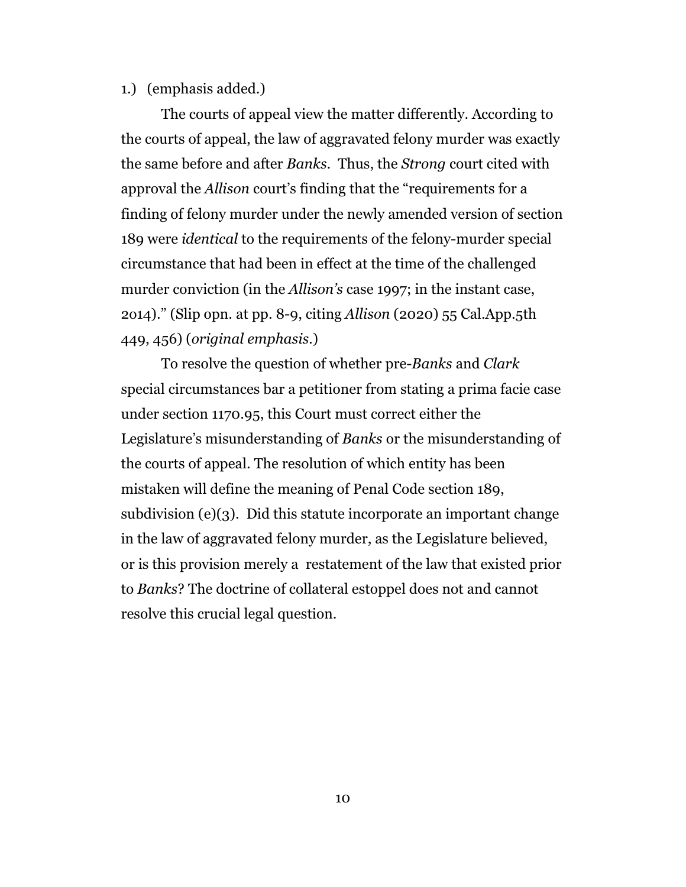1.) (emphasis added.)

The courts of appeal view the matter differently. According to the courts of appeal, the law of aggravated felony murder was exactly the same before and after *Banks*. Thus, the *Strong* court cited with approval the *Allison* court's finding that the "requirements for a finding of felony murder under the newly amended version of section 189 were *identical* to the requirements of the felony-murder special circumstance that had been in effect at the time of the challenged murder conviction (in the *Allison's* case 1997; in the instant case, 2014)." (Slip opn. at pp. 8-9, citing *Allison* (2020) 55 Cal.App.5th 449, 456) (*original emphasis*.)

To resolve the question of whether pre-*Banks* and *Clark* special circumstances bar a petitioner from stating a prima facie case under section 1170.95, this Court must correct either the Legislature's misunderstanding of *Banks* or the misunderstanding of the courts of appeal. The resolution of which entity has been mistaken will define the meaning of Penal Code section 189, subdivision (e)(3). Did this statute incorporate an important change in the law of aggravated felony murder, as the Legislature believed, or is this provision merely a restatement of the law that existed prior to *Banks*? The doctrine of collateral estoppel does not and cannot resolve this crucial legal question.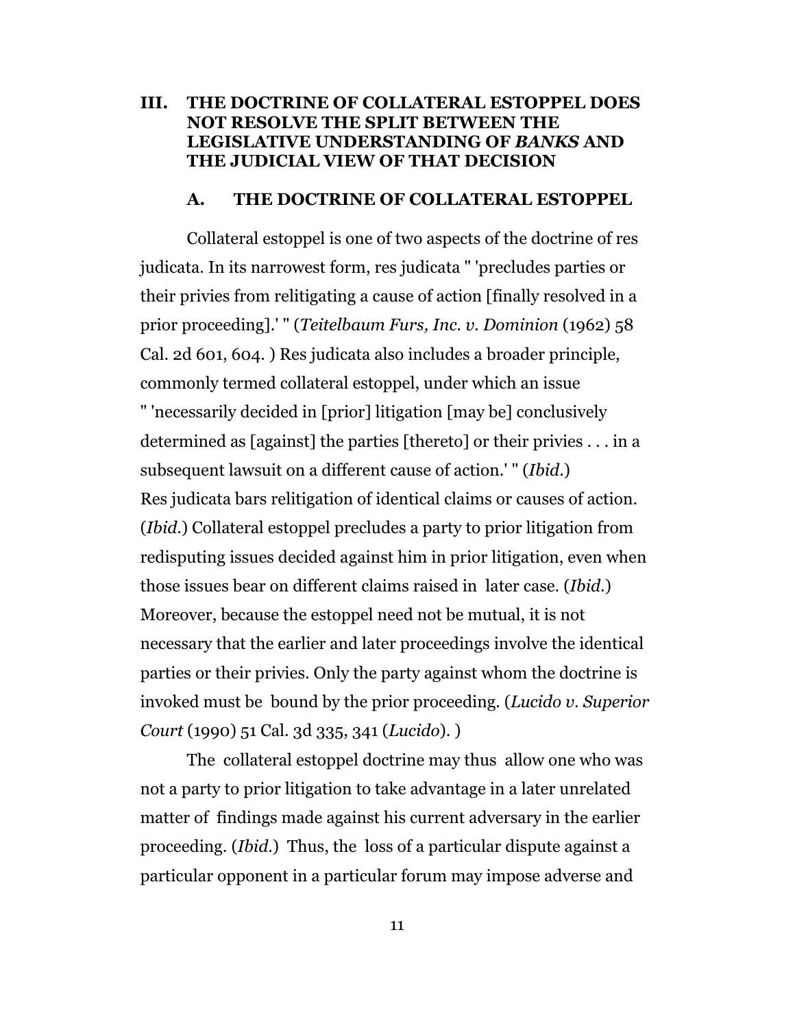## III. THE DOCTRINE OF COLLATERAL ESTOPPEL DOES NOT RESOLVE THE SPLIT BETWEEN THE LEGISLATIVE UNDERSTANDING OF *BANKS* AND THE JUDICIAL VIEW OF THAT DECISION

### A. THE DOCTRINE OF COLLATERAL ESTOPPEL

Collateral estoppel is one of two aspects of the doctrine of res judicata. In its narrowest form, res judicata " 'precludes parties or their privies from relitigating a cause of action [finally resolved in a prior proceeding].' " (*Teitelbaum Furs, Inc. v. Dominion* (1962) 58 Cal. 2d 601, 604. ) Res judicata also includes a broader principle, commonly termed collateral estoppel, under which an issue " 'necessarily decided in [prior] litigation [may be] conclusively determined as [against] the parties [thereto] or their privies . . . in a subsequent lawsuit on a different cause of action.' " (*Ibid.*) Res judicata bars relitigation of identical claims or causes of action. (*Ibid.*) Collateral estoppel precludes a party to prior litigation from redisputing issues decided against him in prior litigation, even when those issues bear on different claims raised in later case. (*Ibid.*) Moreover, because the estoppel need not be mutual, it is not necessary that the earlier and later proceedings involve the identical parties or their privies. Only the party against whom the doctrine is invoked must be bound by the prior proceeding. (*Lucido v. Superior Court* (1990) 51 Cal. 3d 335, 341 (*Lucido*). )

The collateral estoppel doctrine may thus allow one who was not a party to prior litigation to take advantage in a later unrelated matter of findings made against his current adversary in the earlier proceeding. (*Ibid.*) Thus, the loss of a particular dispute against a particular opponent in a particular forum may impose adverse and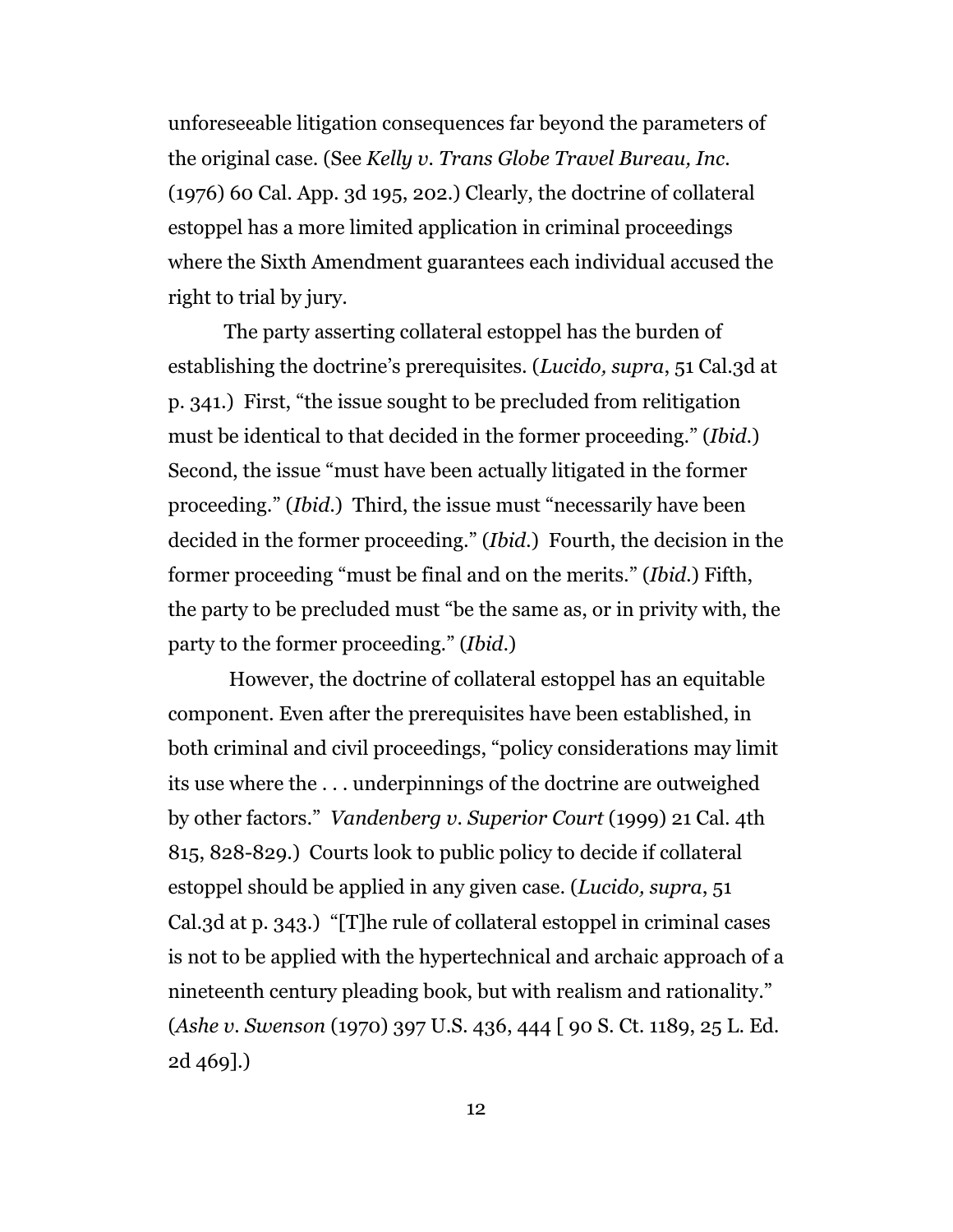unforeseeable litigation consequences far beyond the parameters of the original case. (See *Kelly v. Trans Globe Travel Bureau, Inc.* (1976) 60 Cal. App. 3d 195, 202.) Clearly, the doctrine of collateral estoppel has a more limited application in criminal proceedings where the Sixth Amendment guarantees each individual accused the right to trial by jury.

The party asserting collateral estoppel has the burden of establishing the doctrine's prerequisites. (*Lucido, supra*, 51 Cal.3d at p. 341.) First, "the issue sought to be precluded from relitigation must be identical to that decided in the former proceeding." (*Ibid.*) Second, the issue "must have been actually litigated in the former proceeding." (*Ibid.*) Third, the issue must "necessarily have been decided in the former proceeding." (*Ibid.*) Fourth, the decision in the former proceeding "must be final and on the merits." (*Ibid.*) Fifth, the party to be precluded must "be the same as, or in privity with, the party to the former proceeding." (*Ibid.*)

However, the doctrine of collateral estoppel has an equitable component. Even after the prerequisites have been established, in both criminal and civil proceedings, "policy considerations may limit its use where the . . . underpinnings of the doctrine are outweighed by other factors." *Vandenberg v. Superior Court* (1999) 21 Cal. 4th 815, 828-829.) Courts look to public policy to decide if collateral estoppel should be applied in any given case. (*Lucido, supra*, 51 Cal.3d at p. 343.) "[T]he rule of collateral estoppel in criminal cases is not to be applied with the hypertechnical and archaic approach of a nineteenth century pleading book, but with realism and rationality." (*Ashe v. Swenson* (1970) 397 U.S. 436, 444 [ 90 S. Ct. 1189, 25 L. Ed. 2d 469].)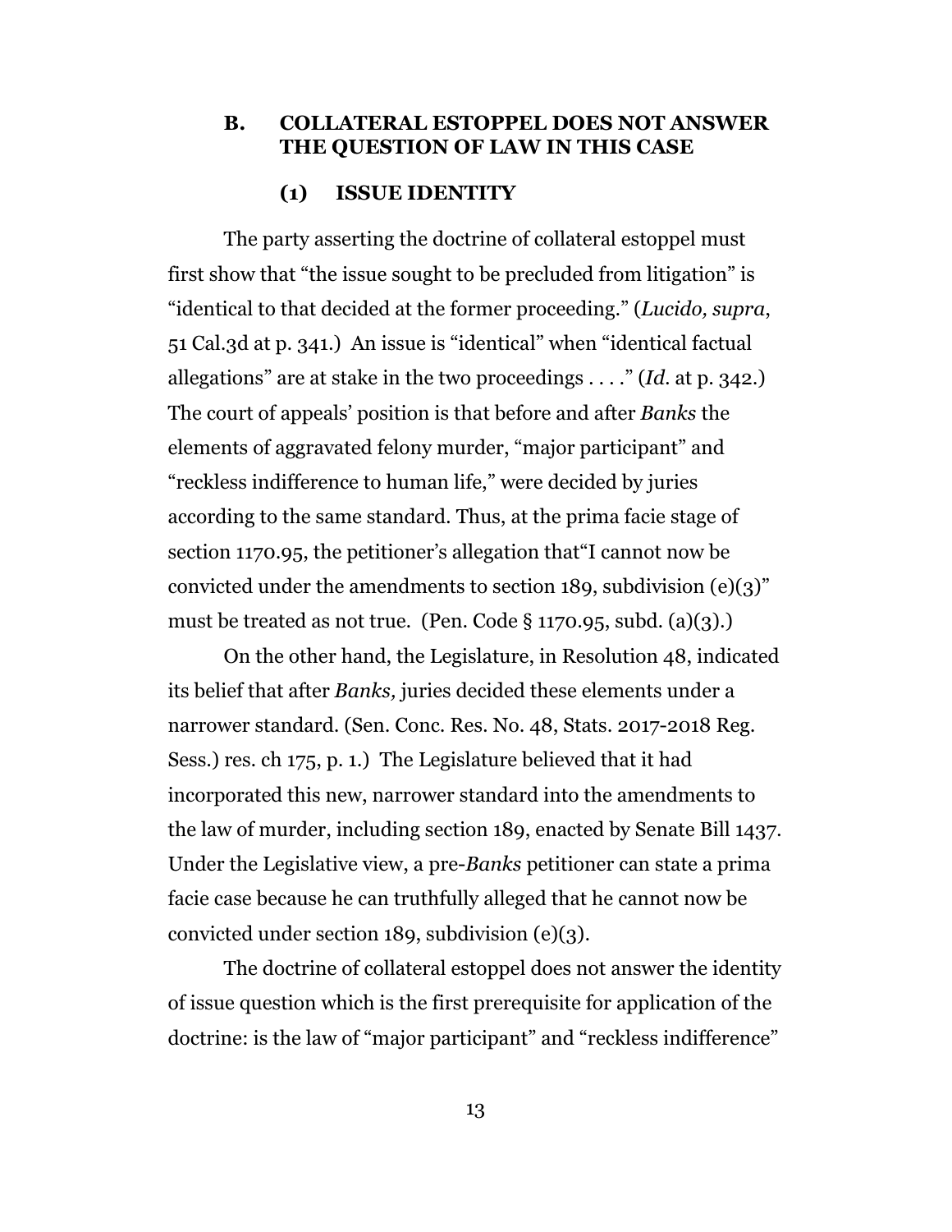## B. COLLATERAL ESTOPPEL DOES NOT ANSWER THE QUESTION OF LAW IN THIS CASE

### (1) ISSUE IDENTITY

The party asserting the doctrine of collateral estoppel must first show that "the issue sought to be precluded from litigation" is "identical to that decided at the former proceeding." (*Lucido, supra*, 51 Cal.3d at p. 341.) An issue is "identical" when "identical factual allegations" are at stake in the two proceedings . . . ." (*Id.* at p. 342.) The court of appeals' position is that before and after *Banks* the elements of aggravated felony murder, "major participant" and "reckless indifference to human life," were decided by juries according to the same standard. Thus, at the prima facie stage of section 1170.95, the petitioner's allegation that"I cannot now be convicted under the amendments to section 189, subdivision (e)(3)" must be treated as not true. (Pen. Code § 1170.95, subd. (a)(3).)

On the other hand, the Legislature, in Resolution 48, indicated its belief that after *Banks,* juries decided these elements under a narrower standard. (Sen. Conc. Res. No. 48, Stats. 2017-2018 Reg. Sess.) res. ch 175, p. 1.) The Legislature believed that it had incorporated this new, narrower standard into the amendments to the law of murder, including section 189, enacted by Senate Bill 1437. Under the Legislative view, a pre-*Banks* petitioner can state a prima facie case because he can truthfully alleged that he cannot now be convicted under section 189, subdivision (e)(3).

The doctrine of collateral estoppel does not answer the identity of issue question which is the first prerequisite for application of the doctrine: is the law of "major participant" and "reckless indifference"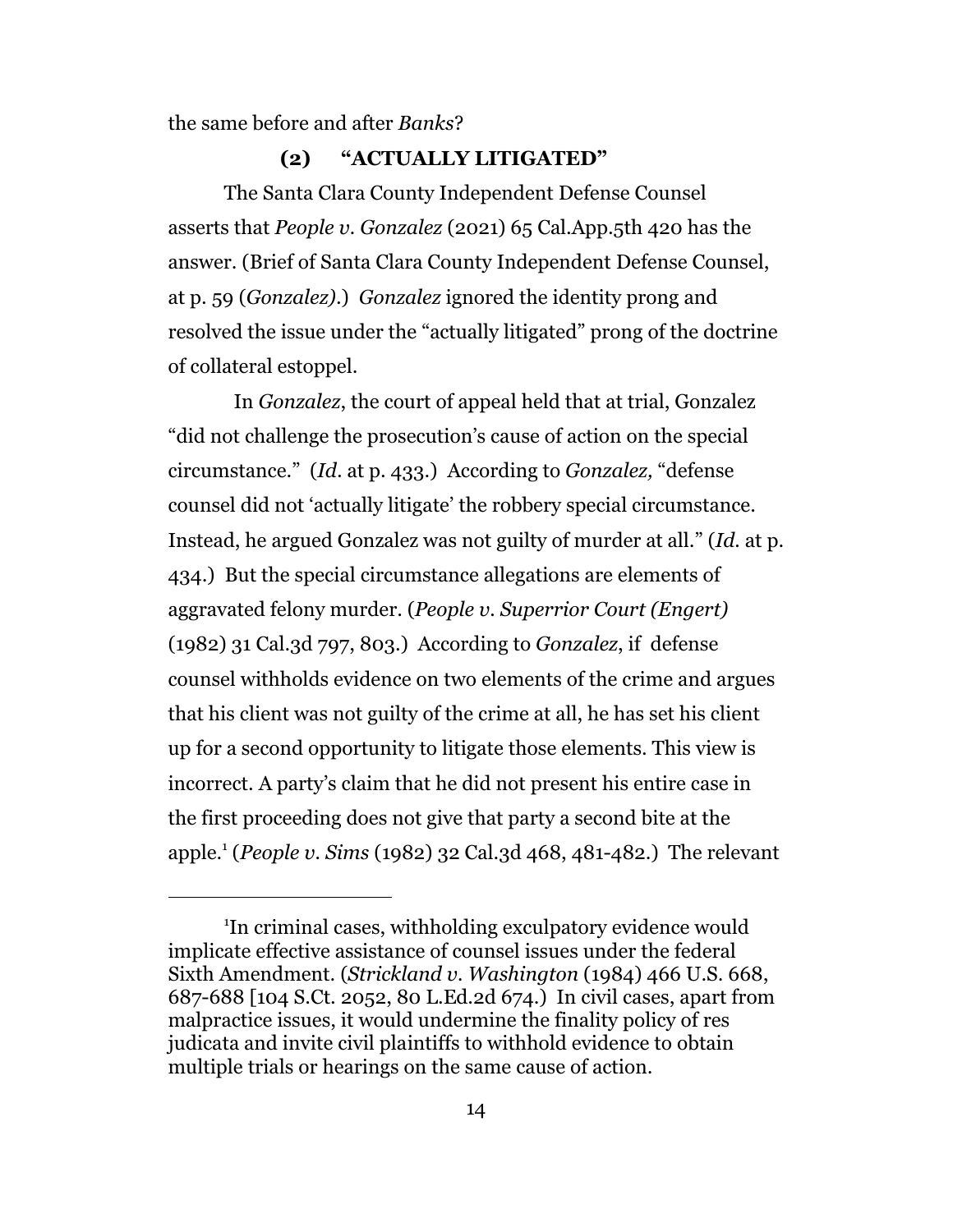the same before and after *Banks*?

### (2) "ACTUALLY LITIGATED"

The Santa Clara County Independent Defense Counsel asserts that *People v. Gonzalez* (2021) 65 Cal.App.5th 420 has the answer. (Brief of Santa Clara County Independent Defense Counsel, at p. 59 (*Gonzalez).*) *Gonzalez* ignored the identity prong and resolved the issue under the "actually litigated" prong of the doctrine of collateral estoppel.

In *Gonzalez*, the court of appeal held that at trial, Gonzalez "did not challenge the prosecution's cause of action on the special circumstance." (*Id.* at p. 433.) According to *Gonzalez,* "defense counsel did not 'actually litigate' the robbery special circumstance. Instead, he argued Gonzalez was not guilty of murder at all." (*Id.* at p. 434.) But the special circumstance allegations are elements of aggravated felony murder. (*People v. Superior Court (Engert)* (1982) 31 Cal.3d 797, 803.) According to *Gonzalez*, if defense counsel withholds evidence on two elements of the crime and argues that his client was not guilty of the crime at all, he has set his client up for a second opportunity to litigate those elements. This view is incorrect. A party's claim that he did not present his entire case in the first proceeding does not give that party a second bite at the apple.[1] (*People v. Sims* (1982) 32 Cal.3d 468, 481-482.) The relevant

---

[1]In criminal cases, withholding exculpatory evidence would implicate effective assistance of counsel issues under the federal Sixth Amendment. (*Strickland v. Washington* (1984) 466 U.S. 668, 687-688 [104 S.Ct. 2052, 80 L.Ed.2d 674.) In civil cases, apart from malpractice issues, it would undermine the finality policy of res judicata and invite civil plaintiffs to withhold evidence to obtain multiple trials or hearings on the same cause of action.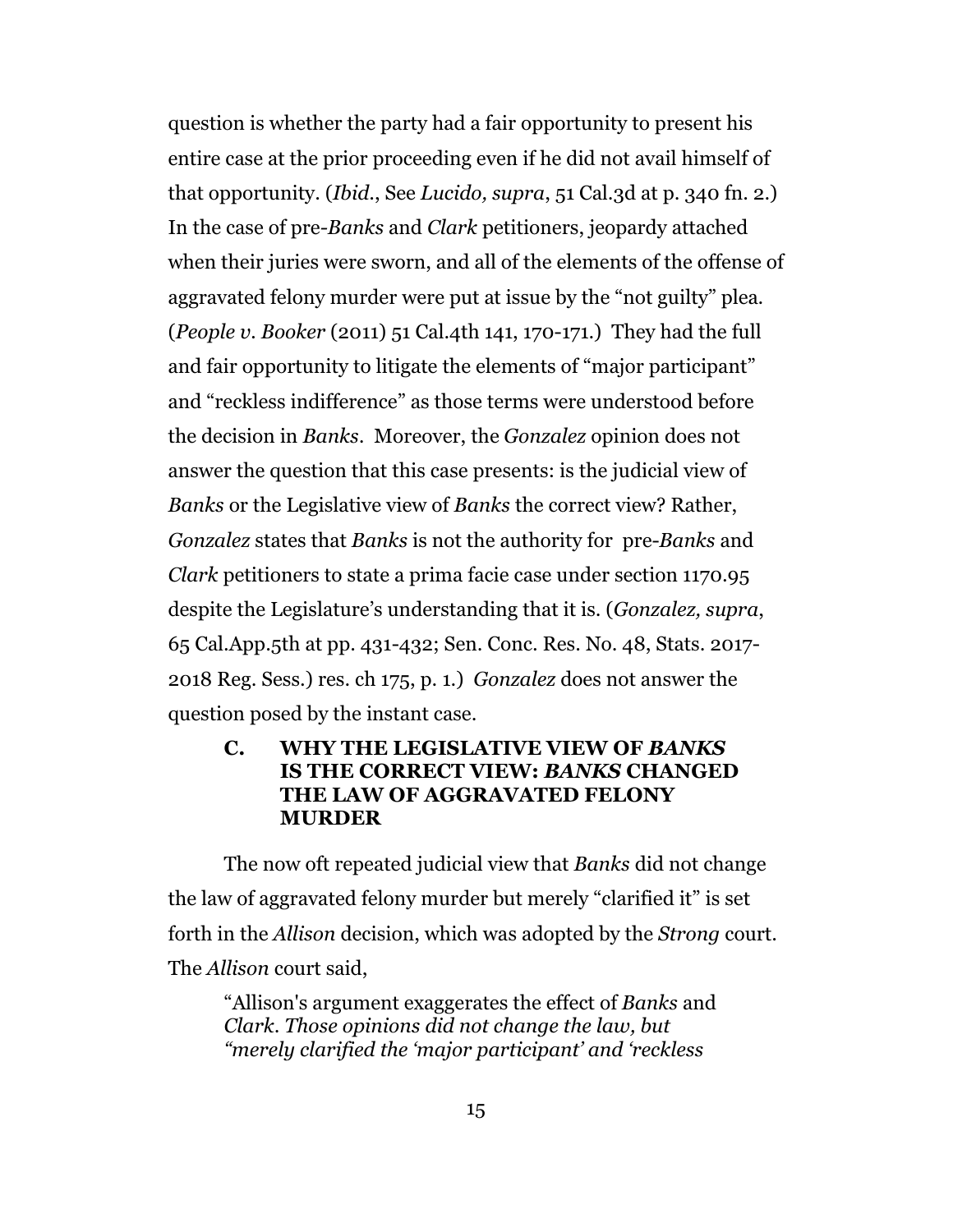question is whether the party had a fair opportunity to present his entire case at the prior proceeding even if he did not avail himself of that opportunity. (*Ibid.*, See *Lucido, supra*, 51 Cal.3d at p. 340 fn. 2.) In the case of pre-*Banks* and *Clark* petitioners, jeopardy attached when their juries were sworn, and all of the elements of the offense of aggravated felony murder were put at issue by the "not guilty" plea. (*People v. Booker* (2011) 51 Cal.4th 141, 170-171.) They had the full and fair opportunity to litigate the elements of "major participant" and "reckless indifference" as those terms were understood before the decision in *Banks*. Moreover, the *Gonzalez* opinion does not answer the question that this case presents: is the judicial view of *Banks* or the Legislative view of *Banks* the correct view? Rather, *Gonzalez* states that *Banks* is not the authority for pre-*Banks* and *Clark* petitioners to state a prima facie case under section 1170.95 despite the Legislature's understanding that it is. (*Gonzalez, supra*, 65 Cal.App.5th at pp. 431-432; Sen. Conc. Res. No. 48, Stats. 2017-2018 Reg. Sess.) res. ch 175, p. 1.) *Gonzalez* does not answer the question posed by the instant case.

### C. WHY THE LEGISLATIVE VIEW OF *BANKS* IS THE CORRECT VIEW: *BANKS* CHANGED THE LAW OF AGGRAVATED FELONY MURDER

The now oft repeated judicial view that *Banks* did not change the law of aggravated felony murder but merely "clarified it" is set forth in the *Allison* decision, which was adopted by the *Strong* court. The *Allison* court said,

> "Allison's argument exaggerates the effect of *Banks* and *Clark*. *Those opinions did not change the law, but "merely clarified the 'major participant' and 'reckless*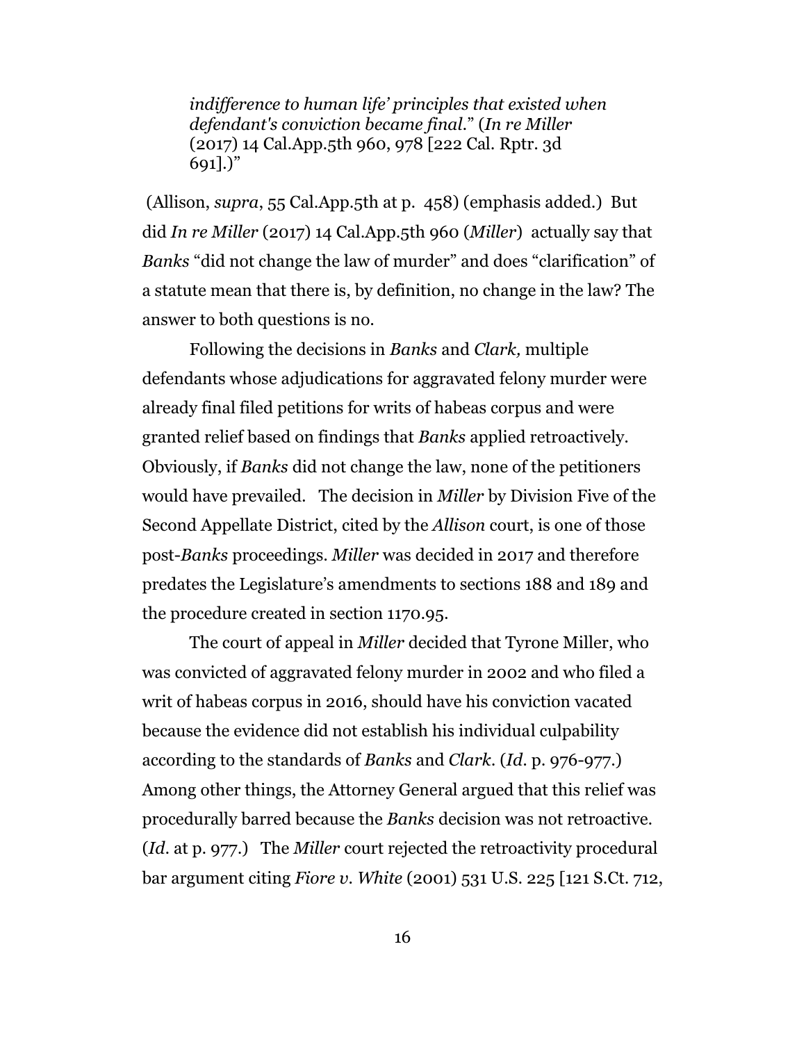> *indifference to human life' principles that existed when defendant's conviction became final.*" (*In re Miller* (2017) 14 Cal.App.5th 960, 978 [222 Cal. Rptr. 3d 691].)"

(Allison, *supra*, 55 Cal.App.5th at p. 458) (emphasis added.) But did *In re Miller* (2017) 14 Cal.App.5th 960 (*Miller*) actually say that *Banks* "did not change the law of murder" and does "clarification" of a statute mean that there is, by definition, no change in the law? The answer to both questions is no.

Following the decisions in *Banks* and *Clark,* multiple defendants whose adjudications for aggravated felony murder were already final filed petitions for writs of habeas corpus and were granted relief based on findings that *Banks* applied retroactively. Obviously, if *Banks* did not change the law, none of the petitioners would have prevailed. The decision in *Miller* by Division Five of the Second Appellate District, cited by the *Allison* court, is one of those post-*Banks* proceedings. *Miller* was decided in 2017 and therefore predates the Legislature's amendments to sections 188 and 189 and the procedure created in section 1170.95.

The court of appeal in *Miller* decided that Tyrone Miller, who was convicted of aggravated felony murder in 2002 and who filed a writ of habeas corpus in 2016, should have his conviction vacated because the evidence did not establish his individual culpability according to the standards of *Banks* and *Clark*. (*Id.* p. 976-977.) Among other things, the Attorney General argued that this relief was procedurally barred because the *Banks* decision was not retroactive. (*Id.* at p. 977.) The *Miller* court rejected the retroactivity procedural bar argument citing *Fiore v. White* (2001) 531 U.S. 225 [121 S.Ct. 712,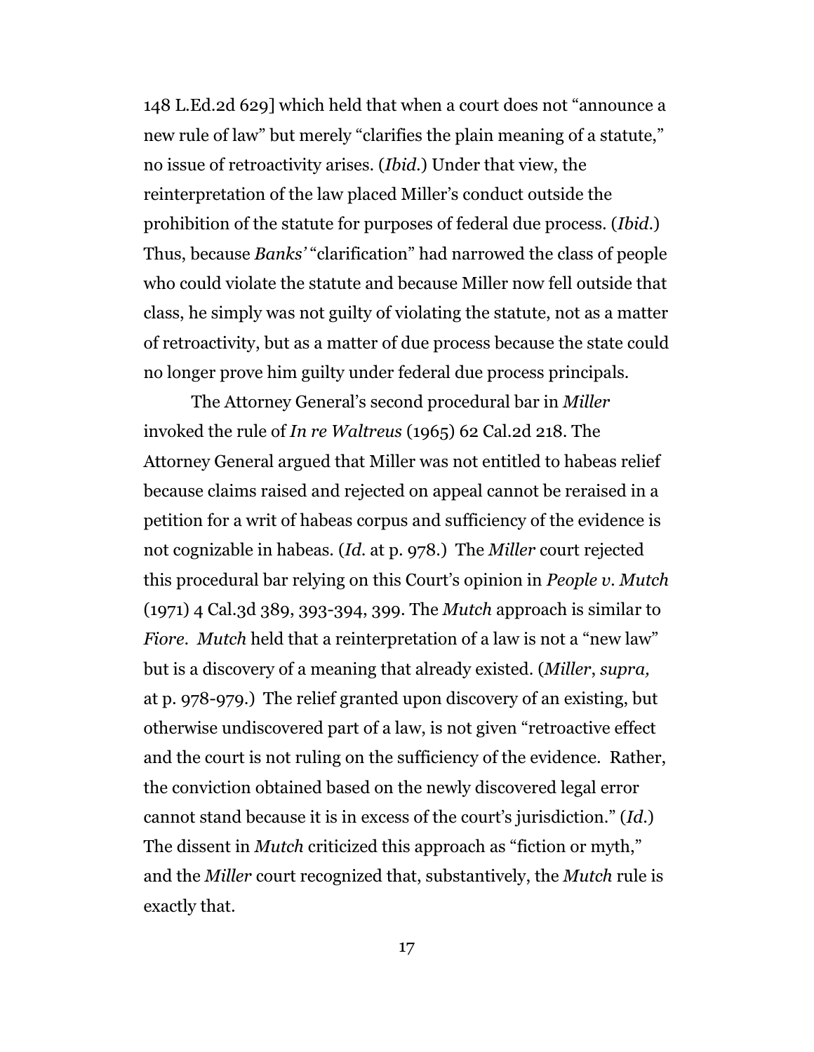148 L.Ed.2d 629] which held that when a court does not "announce a new rule of law" but merely "clarifies the plain meaning of a statute," no issue of retroactivity arises. (*Ibid.*) Under that view, the reinterpretation of the law placed Miller's conduct outside the prohibition of the statute for purposes of federal due process. (*Ibid.*) Thus, because *Banks'* "clarification" had narrowed the class of people who could violate the statute and because Miller now fell outside that class, he simply was not guilty of violating the statute, not as a matter of retroactivity, but as a matter of due process because the state could no longer prove him guilty under federal due process principals.

The Attorney General's second procedural bar in *Miller* invoked the rule of *In re Waltreus* (1965) 62 Cal.2d 218. The Attorney General argued that Miller was not entitled to habeas relief because claims raised and rejected on appeal cannot be reraised in a petition for a writ of habeas corpus and sufficiency of the evidence is not cognizable in habeas. (*Id.* at p. 978.) The *Miller* court rejected this procedural bar relying on this Court's opinion in *People v. Mutch* (1971) 4 Cal.3d 389, 393-394, 399. The *Mutch* approach is similar to *Fiore*. *Mutch* held that a reinterpretation of a law is not a "new law" but is a discovery of a meaning that already existed. (*Miller*, *supra,* at p. 978-979.) The relief granted upon discovery of an existing, but otherwise undiscovered part of a law, is not given "retroactive effect and the court is not ruling on the sufficiency of the evidence. Rather, the conviction obtained based on the newly discovered legal error cannot stand because it is in excess of the court's jurisdiction." (*Id.*) The dissent in *Mutch* criticized this approach as "fiction or myth," and the *Miller* court recognized that, substantively, the *Mutch* rule is exactly that.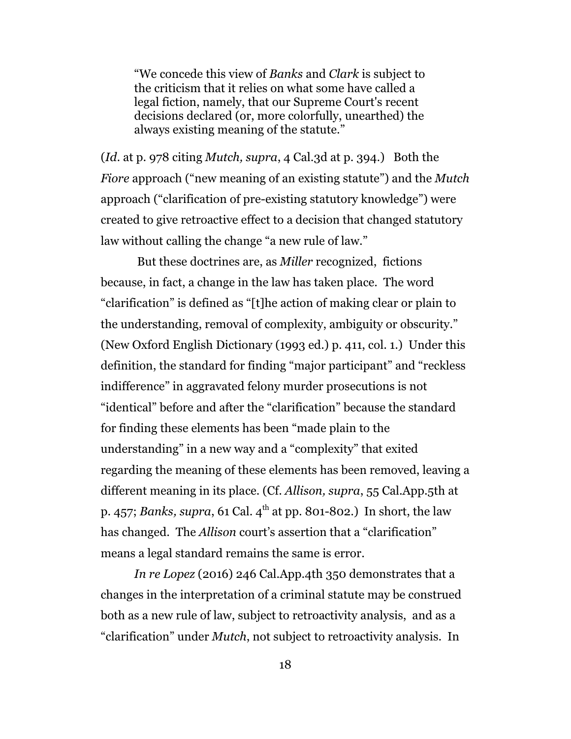> "We concede this view of *Banks* and *Clark* is subject to the criticism that it relies on what some have called a legal fiction, namely, that our Supreme Court's recent decisions declared (or, more colorfully, unearthed) the always existing meaning of the statute."

(*Id*. at p. 978 citing *Mutch, supra*, 4 Cal.3d at p. 394.) Both the *Fiore* approach ("new meaning of an existing statute") and the *Mutch* approach ("clarification of pre-existing statutory knowledge") were created to give retroactive effect to a decision that changed statutory law without calling the change "a new rule of law."

But these doctrines are, as *Miller* recognized, fictions because, in fact, a change in the law has taken place. The word "clarification" is defined as "[t]he action of making clear or plain to the understanding, removal of complexity, ambiguity or obscurity." (New Oxford English Dictionary (1993 ed.) p. 411, col. 1.) Under this definition, the standard for finding "major participant" and "reckless indifference" in aggravated felony murder prosecutions is not "identical" before and after the "clarification" because the standard for finding these elements has been "made plain to the understanding" in a new way and a "complexity" that exited regarding the meaning of these elements has been removed, leaving a different meaning in its place. (Cf. *Allison, supra*, 55 Cal.App.5th at p. 457; *Banks, supra*, 61 Cal. 4th at pp. 801-802.) In short, the law has changed. The *Allison* court's assertion that a "clarification" means a legal standard remains the same is error.

*In re Lopez* (2016) 246 Cal.App.4th 350 demonstrates that a changes in the interpretation of a criminal statute may be construed both as a new rule of law, subject to retroactivity analysis, and as a "clarification" under *Mutch*, not subject to retroactivity analysis. In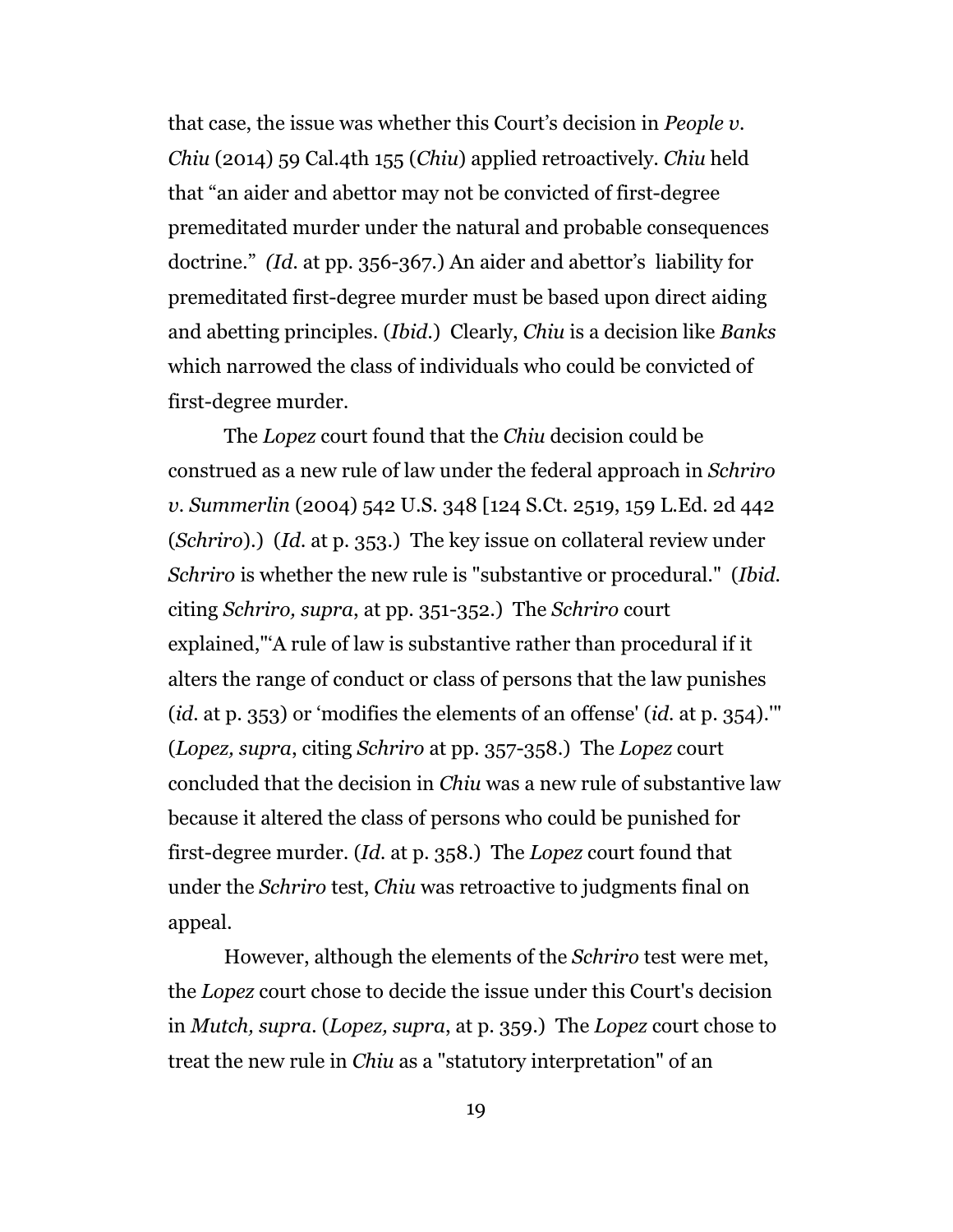that case, the issue was whether this Court's decision in *People v. Chiu* (2014) 59 Cal.4th 155 (*Chiu*) applied retroactively. *Chiu* held that "an aider and abettor may not be convicted of first-degree premeditated murder under the natural and probable consequences doctrine." *(Id.* at pp. 356-367.) An aider and abettor's liability for premeditated first-degree murder must be based upon direct aiding and abetting principles. (*Ibid.*) Clearly, *Chiu* is a decision like *Banks* which narrowed the class of individuals who could be convicted of first-degree murder.

The *Lopez* court found that the *Chiu* decision could be construed as a new rule of law under the federal approach in *Schriro v. Summerlin* (2004) 542 U.S. 348 [124 S.Ct. 2519, 159 L.Ed. 2d 442 (*Schriro*).) (*Id.* at p. 353.) The key issue on collateral review under *Schriro* is whether the new rule is "substantive or procedural." (*Ibid.* citing *Schriro, supra*, at pp. 351-352.) The *Schriro* court explained,"'A rule of law is substantive rather than procedural if it alters the range of conduct or class of persons that the law punishes (*id.* at p. 353) or 'modifies the elements of an offense' (*id.* at p. 354).'" (*Lopez, supra*, citing *Schriro* at pp. 357-358.) The *Lopez* court concluded that the decision in *Chiu* was a new rule of substantive law because it altered the class of persons who could be punished for first-degree murder. (*Id.* at p. 358.) The *Lopez* court found that under the *Schriro* test, *Chiu* was retroactive to judgments final on appeal.

However, although the elements of the *Schriro* test were met, the *Lopez* court chose to decide the issue under this Court's decision in *Mutch, supra*. (*Lopez, supra*, at p. 359.) The *Lopez* court chose to treat the new rule in *Chiu* as a "statutory interpretation" of an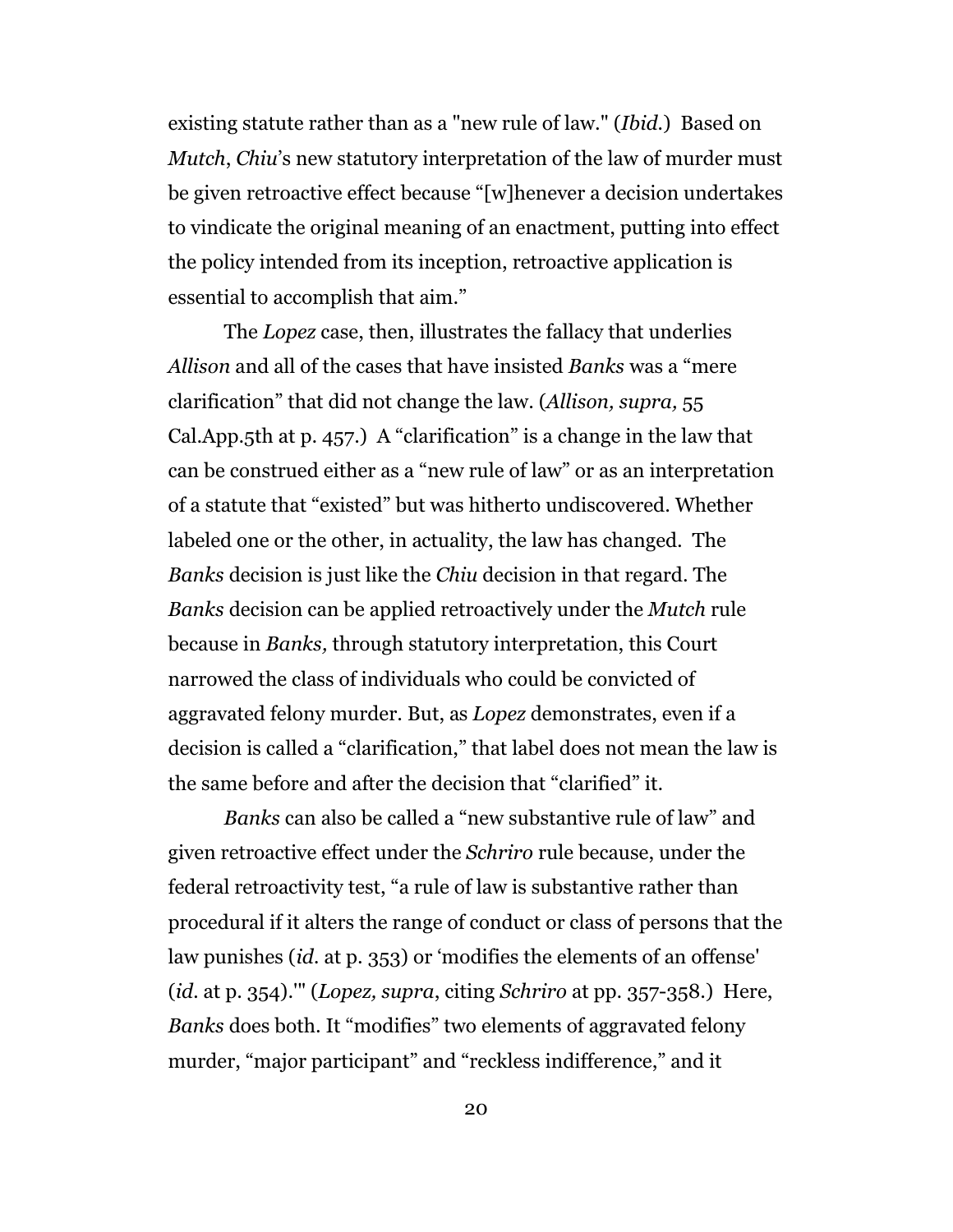existing statute rather than as a "new rule of law." (*Ibid.*) Based on *Mutch*, *Chiu*'s new statutory interpretation of the law of murder must be given retroactive effect because "[w]henever a decision undertakes to vindicate the original meaning of an enactment, putting into effect the policy intended from its inception, retroactive application is essential to accomplish that aim."

The *Lopez* case, then, illustrates the fallacy that underlies *Allison* and all of the cases that have insisted *Banks* was a "mere clarification" that did not change the law. (*Allison, supra,* 55 Cal.App.5th at p. 457.) A "clarification" is a change in the law that can be construed either as a "new rule of law" or as an interpretation of a statute that "existed" but was hitherto undiscovered. Whether labeled one or the other, in actuality, the law has changed. The *Banks* decision is just like the *Chiu* decision in that regard. The *Banks* decision can be applied retroactively under the *Mutch* rule because in *Banks,* through statutory interpretation, this Court narrowed the class of individuals who could be convicted of aggravated felony murder. But, as *Lopez* demonstrates, even if a decision is called a "clarification," that label does not mean the law is the same before and after the decision that "clarified" it.

*Banks* can also be called a "new substantive rule of law" and given retroactive effect under the *Schriro* rule because, under the federal retroactivity test, "a rule of law is substantive rather than procedural if it alters the range of conduct or class of persons that the law punishes (*id.* at p. 353) or 'modifies the elements of an offense' (*id.* at p. 354).'" (*Lopez, supra*, citing *Schriro* at pp. 357-358.) Here, *Banks* does both. It "modifies" two elements of aggravated felony murder, "major participant" and "reckless indifference," and it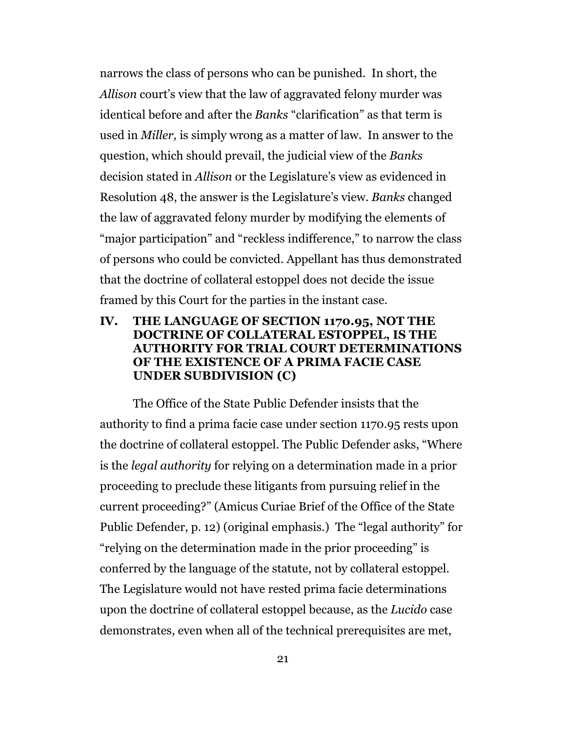narrows the class of persons who can be punished. In short, the *Allison* court's view that the law of aggravated felony murder was identical before and after the *Banks* "clarification" as that term is used in *Miller,* is simply wrong as a matter of law. In answer to the question, which should prevail, the judicial view of the *Banks* decision stated in *Allison* or the Legislature's view as evidenced in Resolution 48, the answer is the Legislature's view. *Banks* changed the law of aggravated felony murder by modifying the elements of "major participation" and "reckless indifference," to narrow the class of persons who could be convicted. Appellant has thus demonstrated that the doctrine of collateral estoppel does not decide the issue framed by this Court for the parties in the instant case.

## IV. THE LANGUAGE OF SECTION 1170.95, NOT THE DOCTRINE OF COLLATERAL ESTOPPEL, IS THE AUTHORITY FOR TRIAL COURT DETERMINATIONS OF THE EXISTENCE OF A PRIMA FACIE CASE UNDER SUBDIVISION (C)

The Office of the State Public Defender insists that the authority to find a prima facie case under section 1170.95 rests upon the doctrine of collateral estoppel. The Public Defender asks, "Where is the *legal authority* for relying on a determination made in a prior proceeding to preclude these litigants from pursuing relief in the current proceeding?" (Amicus Curiae Brief of the Office of the State Public Defender, p. 12) (original emphasis.) The "legal authority" for "relying on the determination made in the prior proceeding" is conferred by the language of the statute, not by collateral estoppel. The Legislature would not have rested prima facie determinations upon the doctrine of collateral estoppel because, as the *Lucido* case demonstrates, even when all of the technical prerequisites are met,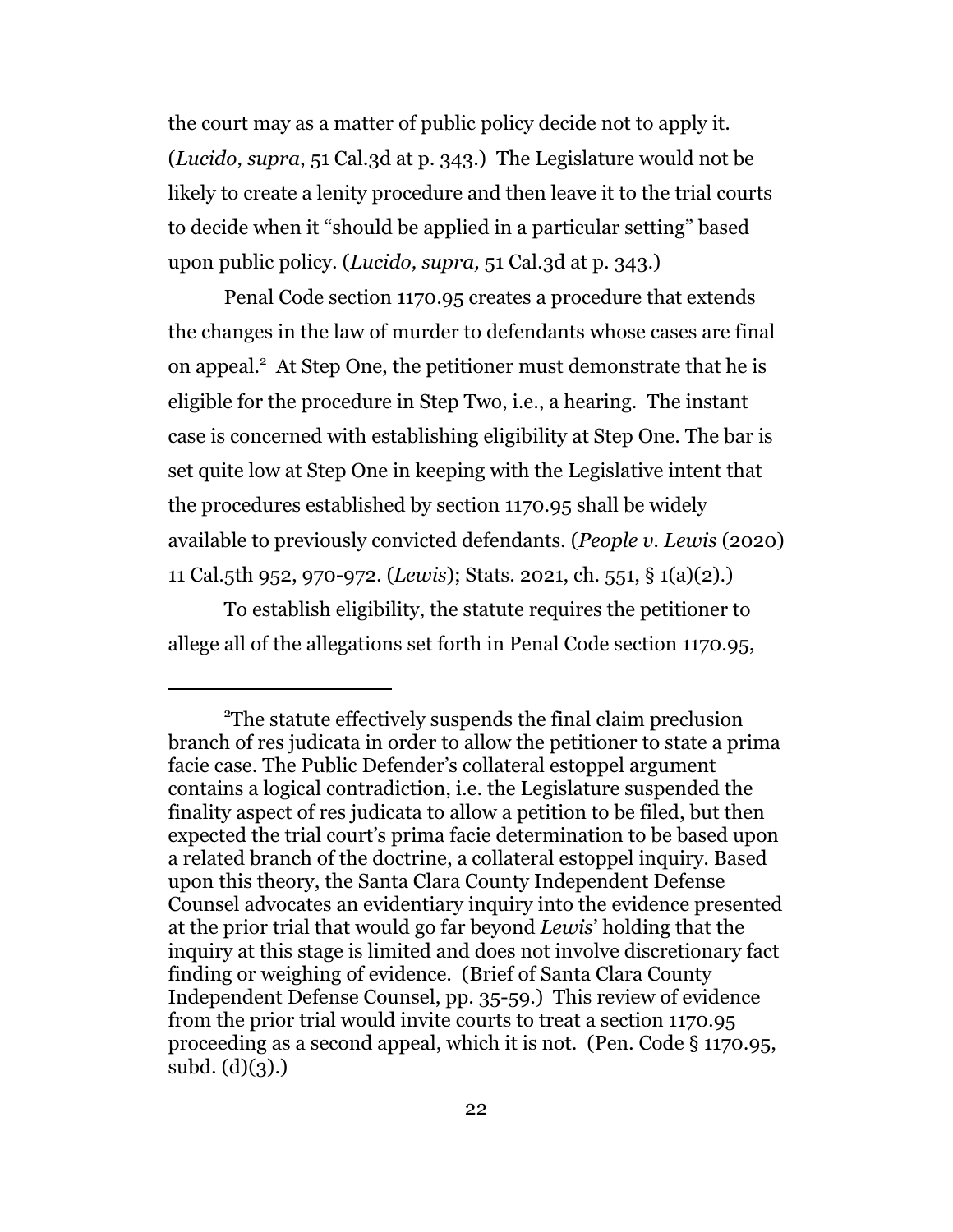the court may as a matter of public policy decide not to apply it. (*Lucido, supra*, 51 Cal.3d at p. 343.) The Legislature would not be likely to create a lenity procedure and then leave it to the trial courts to decide when it "should be applied in a particular setting" based upon public policy. (*Lucido, supra,* 51 Cal.3d at p. 343.)

Penal Code section 1170.95 creates a procedure that extends the changes in the law of murder to defendants whose cases are final on appeal.[2] At Step One, the petitioner must demonstrate that he is eligible for the procedure in Step Two, i.e., a hearing. The instant case is concerned with establishing eligibility at Step One. The bar is set quite low at Step One in keeping with the Legislative intent that the procedures established by section 1170.95 shall be widely available to previously convicted defendants. (*People v. Lewis* (2020) 11 Cal.5th 952, 970-972. (*Lewis*); Stats. 2021, ch. 551, § 1(a)(2).)

To establish eligibility, the statute requires the petitioner to allege all of the allegations set forth in Penal Code section 1170.95,

---

[2]The statute effectively suspends the final claim preclusion branch of res judicata in order to allow the petitioner to state a prima facie case. The Public Defender's collateral estoppel argument contains a logical contradiction, i.e. the Legislature suspended the finality aspect of res judicata to allow a petition to be filed, but then expected the trial court's prima facie determination to be based upon a related branch of the doctrine, a collateral estoppel inquiry. Based upon this theory, the Santa Clara County Independent Defense Counsel advocates an evidentiary inquiry into the evidence presented at the prior trial that would go far beyond *Lewis*' holding that the inquiry at this stage is limited and does not involve discretionary fact finding or weighing of evidence. (Brief of Santa Clara County Independent Defense Counsel, pp. 35-59.) This review of evidence from the prior trial would invite courts to treat a section 1170.95 proceeding as a second appeal, which it is not. (Pen. Code § 1170.95, subd. (d)(3).)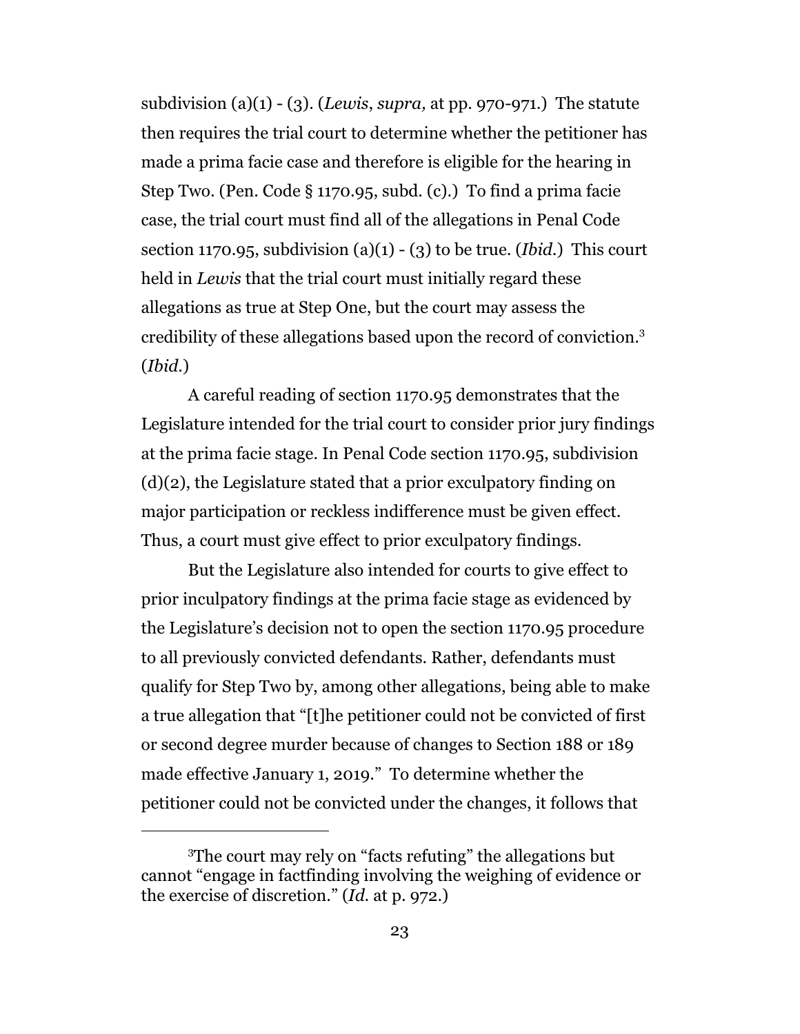subdivision (a)(1) - (3). (*Lewis*, *supra,* at pp. 970-971.) The statute then requires the trial court to determine whether the petitioner has made a prima facie case and therefore is eligible for the hearing in Step Two. (Pen. Code § 1170.95, subd. (c).) To find a prima facie case, the trial court must find all of the allegations in Penal Code section 1170.95, subdivision (a)(1) - (3) to be true. (*Ibid.*) This court held in *Lewis* that the trial court must initially regard these allegations as true at Step One, but the court may assess the credibility of these allegations based upon the record of conviction.[3] (*Ibid.*)

A careful reading of section 1170.95 demonstrates that the Legislature intended for the trial court to consider prior jury findings at the prima facie stage. In Penal Code section 1170.95, subdivision (d)(2), the Legislature stated that a prior exculpatory finding on major participation or reckless indifference must be given effect. Thus, a court must give effect to prior exculpatory findings.

But the Legislature also intended for courts to give effect to prior inculpatory findings at the prima facie stage as evidenced by the Legislature's decision not to open the section 1170.95 procedure to all previously convicted defendants. Rather, defendants must qualify for Step Two by, among other allegations, being able to make a true allegation that "[t]he petitioner could not be convicted of first or second degree murder because of changes to Section 188 or 189 made effective January 1, 2019." To determine whether the petitioner could not be convicted under the changes, it follows that

[3]The court may rely on "facts refuting" the allegations but cannot "engage in factfinding involving the weighing of evidence or the exercise of discretion." (*Id.* at p. 972.)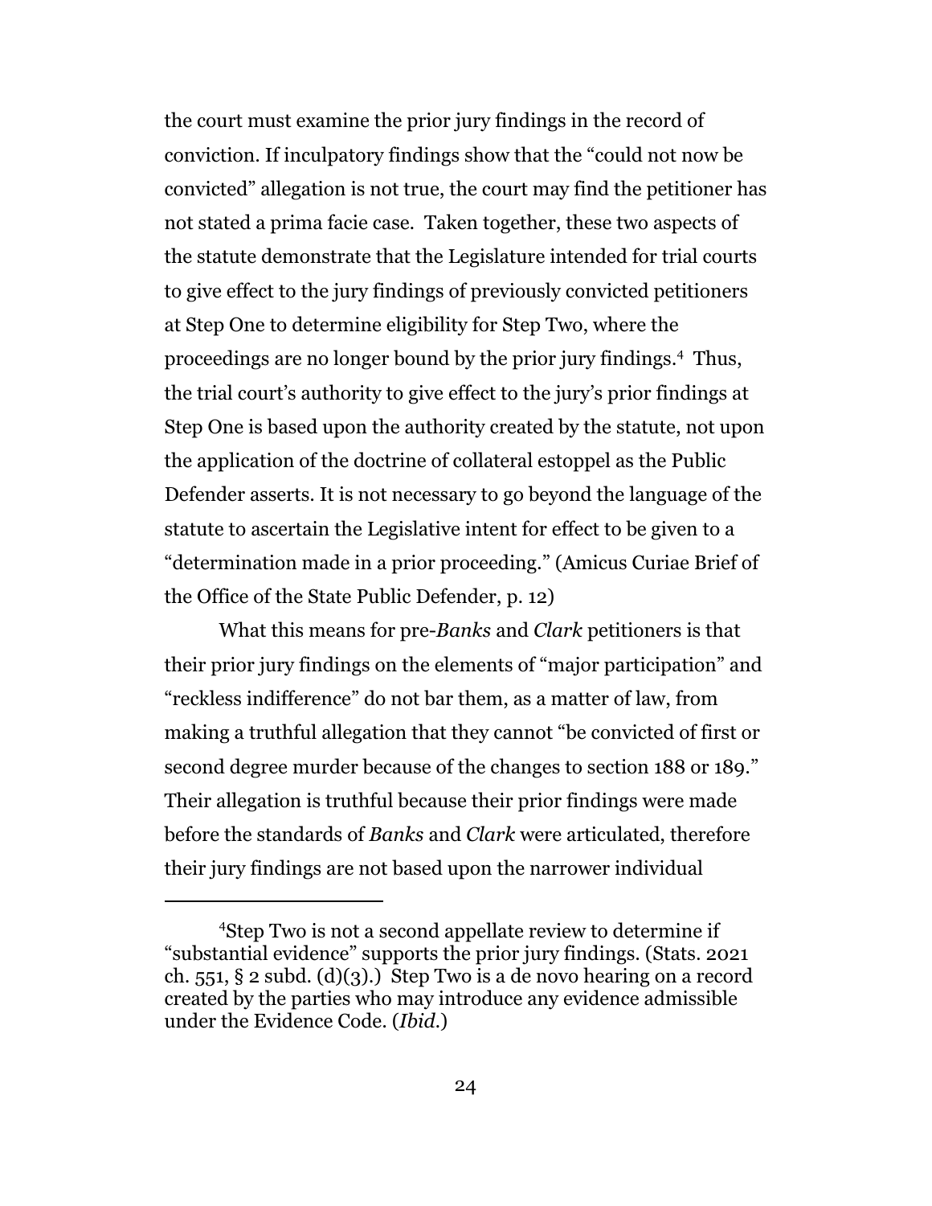the court must examine the prior jury findings in the record of conviction. If inculpatory findings show that the "could not now be convicted" allegation is not true, the court may find the petitioner has not stated a prima facie case. Taken together, these two aspects of the statute demonstrate that the Legislature intended for trial courts to give effect to the jury findings of previously convicted petitioners at Step One to determine eligibility for Step Two, where the proceedings are no longer bound by the prior jury findings.[4] Thus, the trial court's authority to give effect to the jury's prior findings at Step One is based upon the authority created by the statute, not upon the application of the doctrine of collateral estoppel as the Public Defender asserts. It is not necessary to go beyond the language of the statute to ascertain the Legislative intent for effect to be given to a "determination made in a prior proceeding." (Amicus Curiae Brief of the Office of the State Public Defender, p. 12)

What this means for pre-*Banks* and *Clark* petitioners is that their prior jury findings on the elements of "major participation" and "reckless indifference" do not bar them, as a matter of law, from making a truthful allegation that they cannot "be convicted of first or second degree murder because of the changes to section 188 or 189." Their allegation is truthful because their prior findings were made before the standards of *Banks* and *Clark* were articulated, therefore their jury findings are not based upon the narrower individual

---

[4]Step Two is not a second appellate review to determine if "substantial evidence" supports the prior jury findings. (Stats. 2021 ch. 551, § 2 subd. (d)(3).) Step Two is a de novo hearing on a record created by the parties who may introduce any evidence admissible under the Evidence Code. (*Ibid.*)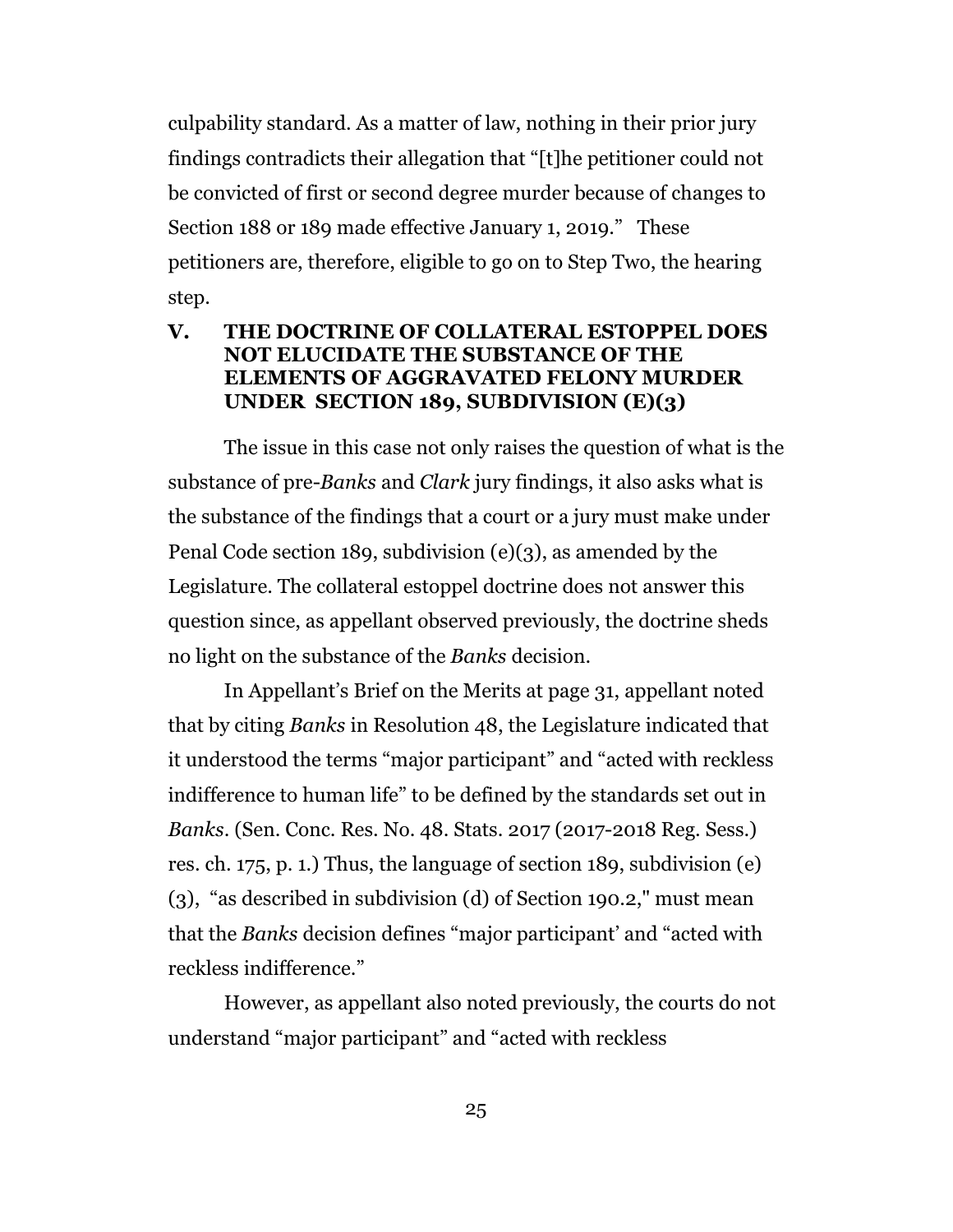culpability standard. As a matter of law, nothing in their prior jury findings contradicts their allegation that "[t]he petitioner could not be convicted of first or second degree murder because of changes to Section 188 or 189 made effective January 1, 2019." These petitioners are, therefore, eligible to go on to Step Two, the hearing step.

## V. THE DOCTRINE OF COLLATERAL ESTOPPEL DOES NOT ELUCIDATE THE SUBSTANCE OF THE ELEMENTS OF AGGRAVATED FELONY MURDER UNDER SECTION 189, SUBDIVISION (E)(3)

The issue in this case not only raises the question of what is the substance of pre-*Banks* and *Clark* jury findings, it also asks what is the substance of the findings that a court or a jury must make under Penal Code section 189, subdivision (e)(3), as amended by the Legislature. The collateral estoppel doctrine does not answer this question since, as appellant observed previously, the doctrine sheds no light on the substance of the *Banks* decision.

In Appellant's Brief on the Merits at page 31, appellant noted that by citing *Banks* in Resolution 48, the Legislature indicated that it understood the terms "major participant" and "acted with reckless indifference to human life" to be defined by the standards set out in *Banks*. (Sen. Conc. Res. No. 48. Stats. 2017 (2017-2018 Reg. Sess.) res. ch. 175, p. 1.) Thus, the language of section 189, subdivision (e)(3), "as described in subdivision (d) of Section 190.2," must mean that the *Banks* decision defines "major participant' and "acted with reckless indifference."

However, as appellant also noted previously, the courts do not understand "major participant" and "acted with reckless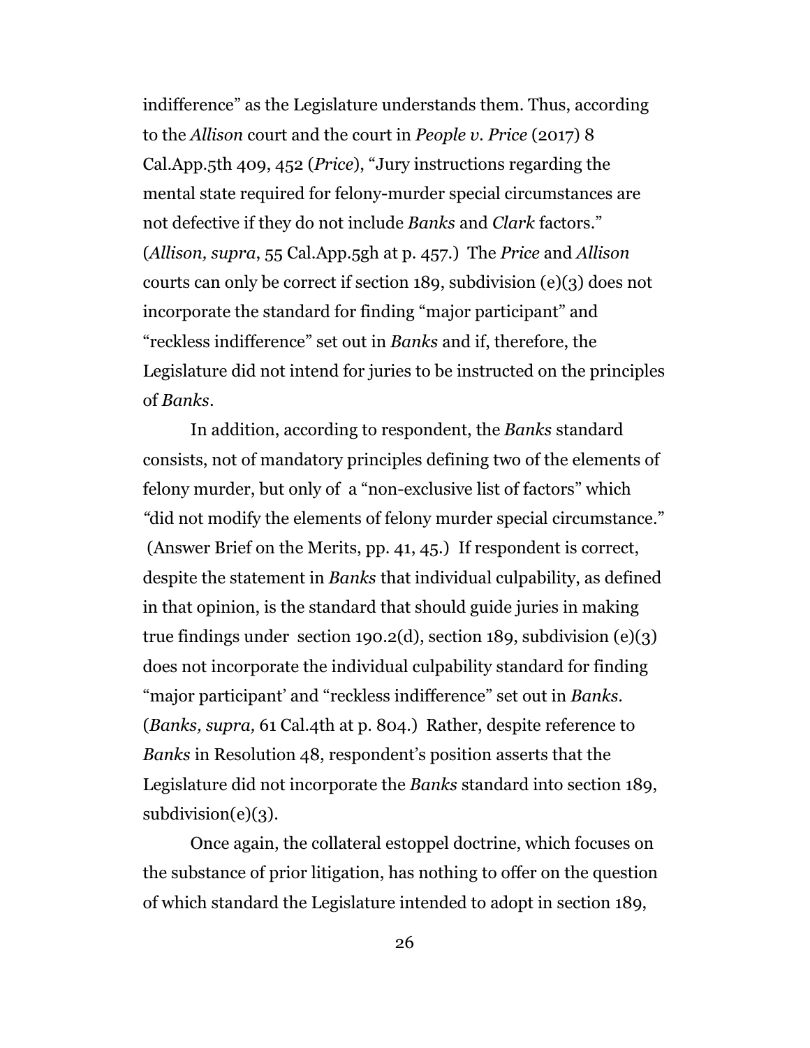indifference" as the Legislature understands them. Thus, according to the *Allison* court and the court in *People v. Price* (2017) 8 Cal.App.5th 409, 452 (*Price*), "Jury instructions regarding the mental state required for felony-murder special circumstances are not defective if they do not include *Banks* and *Clark* factors." (*Allison, supra*, 55 Cal.App.5gh at p. 457.) The *Price* and *Allison* courts can only be correct if section 189, subdivision (e)(3) does not incorporate the standard for finding "major participant" and "reckless indifference" set out in *Banks* and if, therefore, the Legislature did not intend for juries to be instructed on the principles of *Banks*.

In addition, according to respondent, the *Banks* standard consists, not of mandatory principles defining two of the elements of felony murder, but only of a "non-exclusive list of factors" which "did not modify the elements of felony murder special circumstance." (Answer Brief on the Merits, pp. 41, 45.) If respondent is correct, despite the statement in *Banks* that individual culpability, as defined in that opinion, is the standard that should guide juries in making true findings under section 190.2(d), section 189, subdivision (e)(3) does not incorporate the individual culpability standard for finding "major participant' and "reckless indifference" set out in *Banks*. (*Banks, supra,* 61 Cal.4th at p. 804.) Rather, despite reference to *Banks* in Resolution 48, respondent's position asserts that the Legislature did not incorporate the *Banks* standard into section 189, subdivision(e)(3).

Once again, the collateral estoppel doctrine, which focuses on the substance of prior litigation, has nothing to offer on the question of which standard the Legislature intended to adopt in section 189,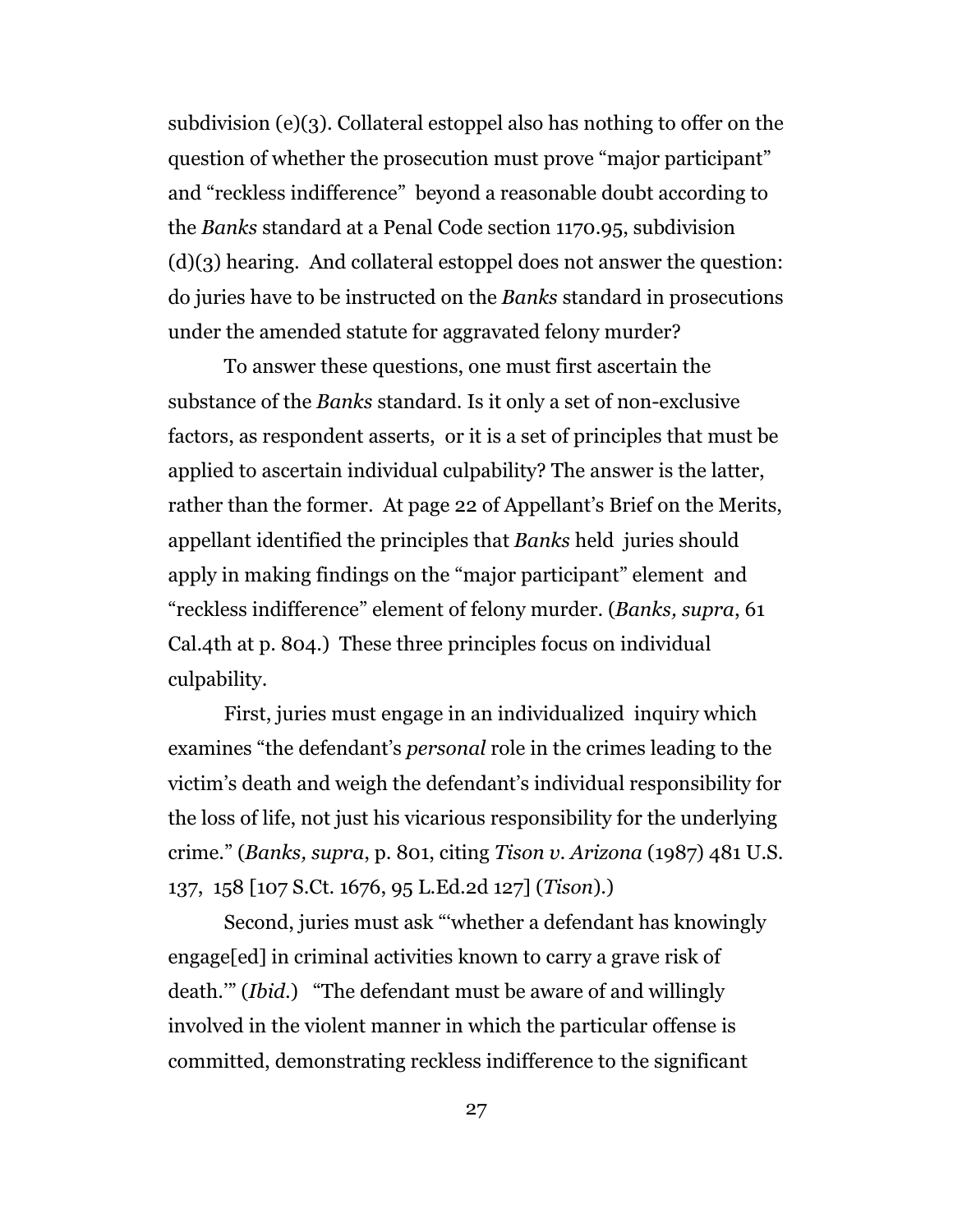subdivision (e)(3). Collateral estoppel also has nothing to offer on the question of whether the prosecution must prove "major participant" and "reckless indifference" beyond a reasonable doubt according to the *Banks* standard at a Penal Code section 1170.95, subdivision (d)(3) hearing. And collateral estoppel does not answer the question: do juries have to be instructed on the *Banks* standard in prosecutions under the amended statute for aggravated felony murder?

To answer these questions, one must first ascertain the substance of the *Banks* standard. Is it only a set of non-exclusive factors, as respondent asserts, or it is a set of principles that must be applied to ascertain individual culpability? The answer is the latter, rather than the former. At page 22 of Appellant's Brief on the Merits, appellant identified the principles that *Banks* held juries should apply in making findings on the "major participant" element and "reckless indifference" element of felony murder. (*Banks, supra*, 61 Cal.4th at p. 804.) These three principles focus on individual culpability.

First, juries must engage in an individualized inquiry which examines "the defendant's *personal* role in the crimes leading to the victim's death and weigh the defendant's individual responsibility for the loss of life, not just his vicarious responsibility for the underlying crime." (*Banks, supra*, p. 801, citing *Tison v. Arizona* (1987) 481 U.S. 137, 158 [107 S.Ct. 1676, 95 L.Ed.2d 127] (*Tison*).)

Second, juries must ask "'whether a defendant has knowingly engage[ed] in criminal activities known to carry a grave risk of death.'" (*Ibid.*) "The defendant must be aware of and willingly involved in the violent manner in which the particular offense is committed, demonstrating reckless indifference to the significant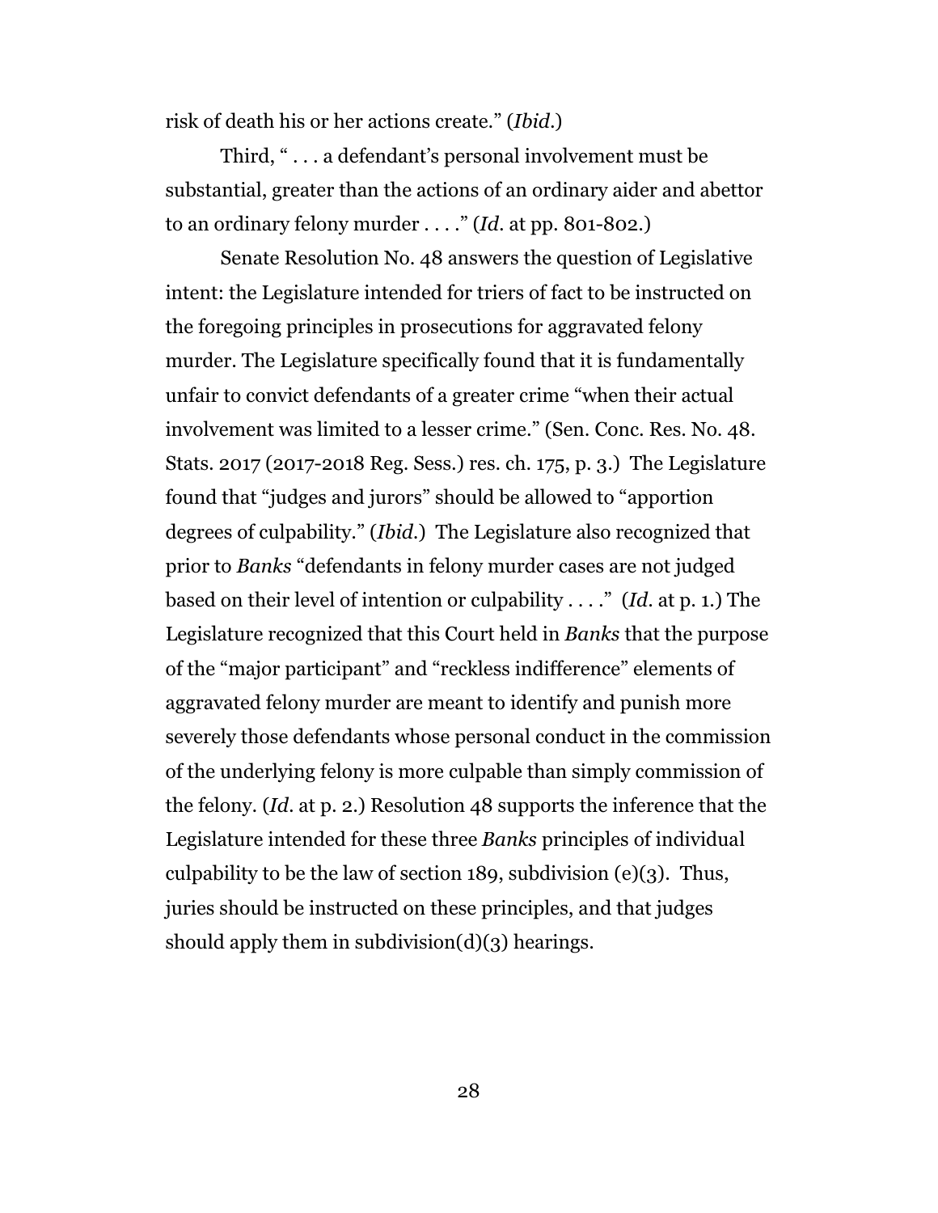risk of death his or her actions create." (*Ibid.*)

Third, " . . . a defendant's personal involvement must be substantial, greater than the actions of an ordinary aider and abettor to an ordinary felony murder . . . ." (*Id.* at pp. 801-802.)

Senate Resolution No. 48 answers the question of Legislative intent: the Legislature intended for triers of fact to be instructed on the foregoing principles in prosecutions for aggravated felony murder. The Legislature specifically found that it is fundamentally unfair to convict defendants of a greater crime "when their actual involvement was limited to a lesser crime." (Sen. Conc. Res. No. 48. Stats. 2017 (2017-2018 Reg. Sess.) res. ch. 175, p. 3.) The Legislature found that "judges and jurors" should be allowed to "apportion degrees of culpability." (*Ibid.*) The Legislature also recognized that prior to *Banks* "defendants in felony murder cases are not judged based on their level of intention or culpability . . . ." (*Id.* at p. 1.) The Legislature recognized that this Court held in *Banks* that the purpose of the "major participant" and "reckless indifference" elements of aggravated felony murder are meant to identify and punish more severely those defendants whose personal conduct in the commission of the underlying felony is more culpable than simply commission of the felony. (*Id.* at p. 2.) Resolution 48 supports the inference that the Legislature intended for these three *Banks* principles of individual culpability to be the law of section 189, subdivision (e)(3). Thus, juries should be instructed on these principles, and that judges should apply them in subdivision(d)(3) hearings.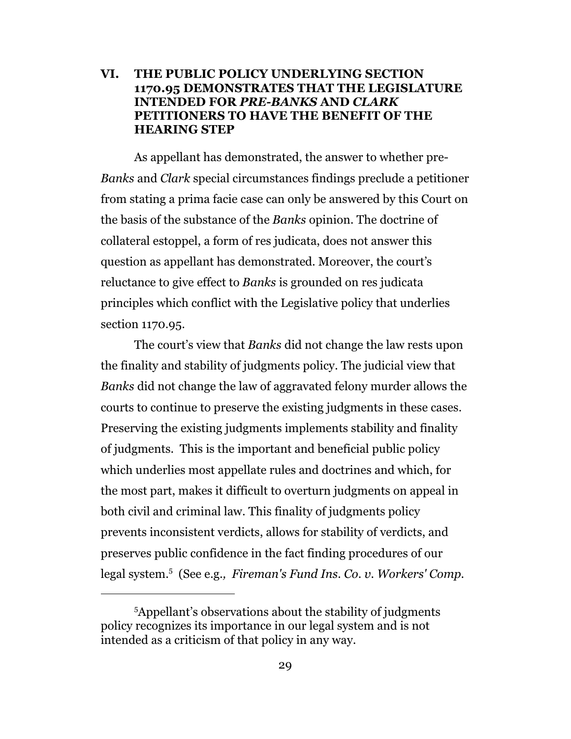## VI. THE PUBLIC POLICY UNDERLYING SECTION 1170.95 DEMONSTRATES THAT THE LEGISLATURE INTENDED FOR *PRE-BANKS* AND *CLARK* PETITIONERS TO HAVE THE BENEFIT OF THE HEARING STEP

As appellant has demonstrated, the answer to whether pre-*Banks* and *Clark* special circumstances findings preclude a petitioner from stating a prima facie case can only be answered by this Court on the basis of the substance of the *Banks* opinion. The doctrine of collateral estoppel, a form of res judicata, does not answer this question as appellant has demonstrated. Moreover, the court's reluctance to give effect to *Banks* is grounded on res judicata principles which conflict with the Legislative policy that underlies section 1170.95.

The court's view that *Banks* did not change the law rests upon the finality and stability of judgments policy. The judicial view that *Banks* did not change the law of aggravated felony murder allows the courts to continue to preserve the existing judgments in these cases. Preserving the existing judgments implements stability and finality of judgments. This is the important and beneficial public policy which underlies most appellate rules and doctrines and which, for the most part, makes it difficult to overturn judgments on appeal in both civil and criminal law. This finality of judgments policy prevents inconsistent verdicts, allows for stability of verdicts, and preserves public confidence in the fact finding procedures of our legal system.[5] (See e.g., *Fireman's Fund Ins. Co. v. Workers' Comp.*

---

[5] Appellant's observations about the stability of judgments policy recognizes its importance in our legal system and is not intended as a criticism of that policy in any way.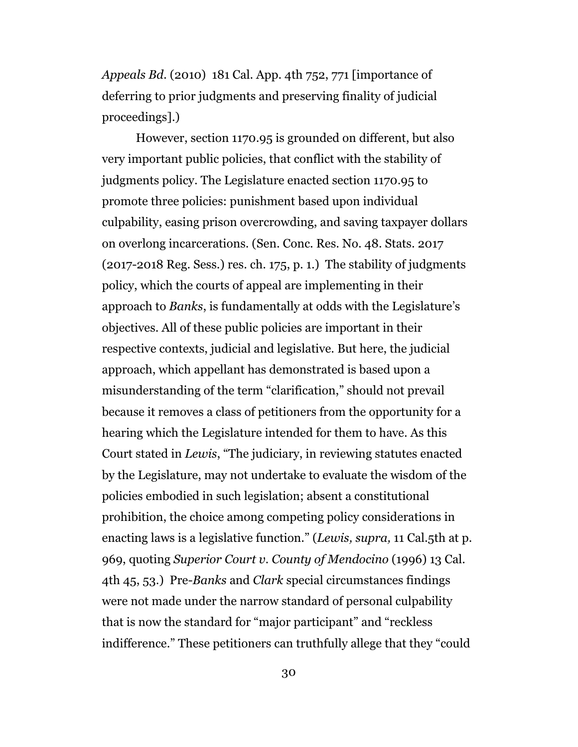*Appeals Bd.* (2010) 181 Cal. App. 4th 752, 771 [importance of deferring to prior judgments and preserving finality of judicial proceedings].)

However, section 1170.95 is grounded on different, but also very important public policies, that conflict with the stability of judgments policy. The Legislature enacted section 1170.95 to promote three policies: punishment based upon individual culpability, easing prison overcrowding, and saving taxpayer dollars on overlong incarcerations. (Sen. Conc. Res. No. 48. Stats. 2017 (2017-2018 Reg. Sess.) res. ch. 175, p. 1.) The stability of judgments policy, which the courts of appeal are implementing in their approach to *Banks*, is fundamentally at odds with the Legislature's objectives. All of these public policies are important in their respective contexts, judicial and legislative. But here, the judicial approach, which appellant has demonstrated is based upon a misunderstanding of the term "clarification," should not prevail because it removes a class of petitioners from the opportunity for a hearing which the Legislature intended for them to have. As this Court stated in *Lewis*, "The judiciary, in reviewing statutes enacted by the Legislature, may not undertake to evaluate the wisdom of the policies embodied in such legislation; absent a constitutional prohibition, the choice among competing policy considerations in enacting laws is a legislative function." (*Lewis, supra,* 11 Cal.5th at p. 969, quoting *Superior Court v. County of Mendocino* (1996) 13 Cal. 4th 45, 53.) Pre-*Banks* and *Clark* special circumstances findings were not made under the narrow standard of personal culpability that is now the standard for "major participant" and "reckless indifference." These petitioners can truthfully allege that they "could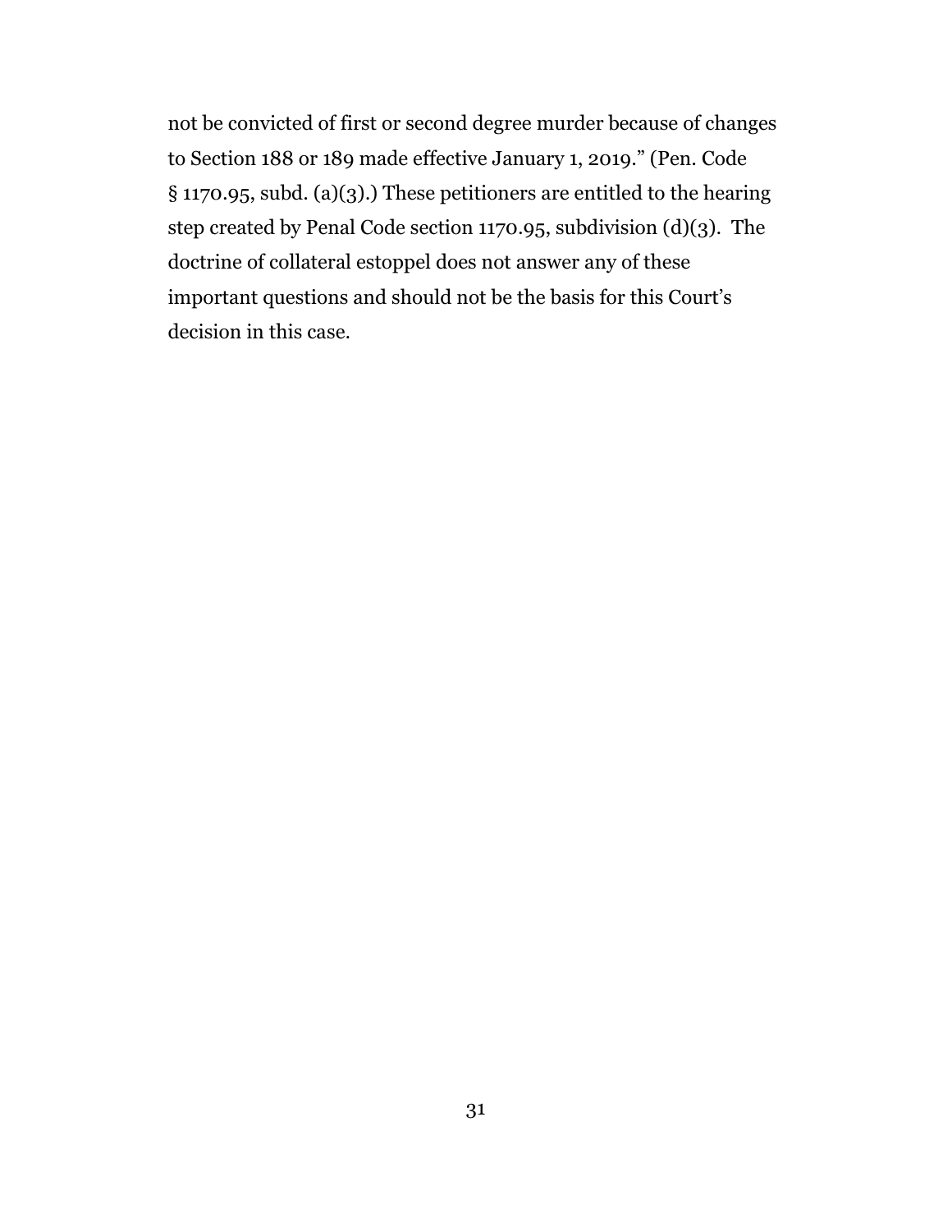not be convicted of first or second degree murder because of changes to Section 188 or 189 made effective January 1, 2019." (Pen. Code § 1170.95, subd. (a)(3).) These petitioners are entitled to the hearing step created by Penal Code section 1170.95, subdivision (d)(3). The doctrine of collateral estoppel does not answer any of these important questions and should not be the basis for this Court's decision in this case.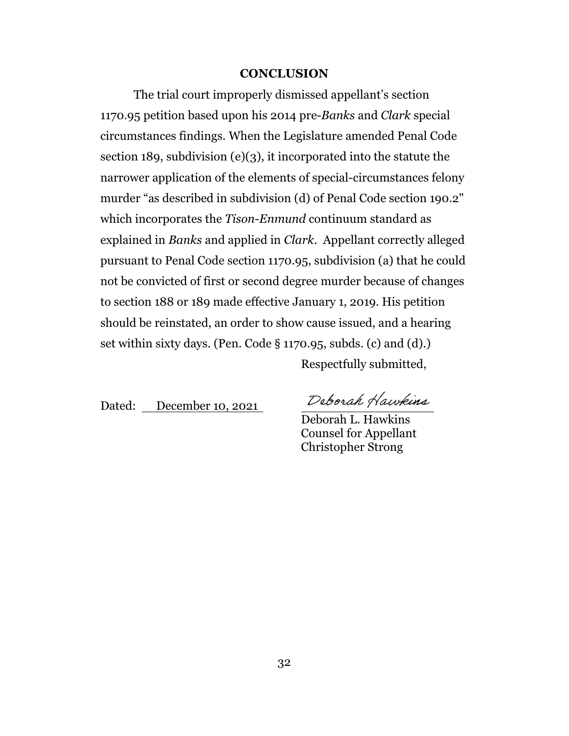## CONCLUSION

The trial court improperly dismissed appellant's section 1170.95 petition based upon his 2014 pre-*Banks* and *Clark* special circumstances findings. When the Legislature amended Penal Code section 189, subdivision (e)(3), it incorporated into the statute the narrower application of the elements of special-circumstances felony murder "as described in subdivision (d) of Penal Code section 190.2" which incorporates the *Tison-Enmund* continuum standard as explained in *Banks* and applied in *Clark*. Appellant correctly alleged pursuant to Penal Code section 1170.95, subdivision (a) that he could not be convicted of first or second degree murder because of changes to section 188 or 189 made effective January 1, 2019. His petition should be reinstated, an order to show cause issued, and a hearing set within sixty days. (Pen. Code § 1170.95, subds. (c) and (d).)

Respectfully submitted,

Dated: December 10, 2021

Deborah Hawkins
Deborah L. Hawkins
Counsel for Appellant
Christopher Strong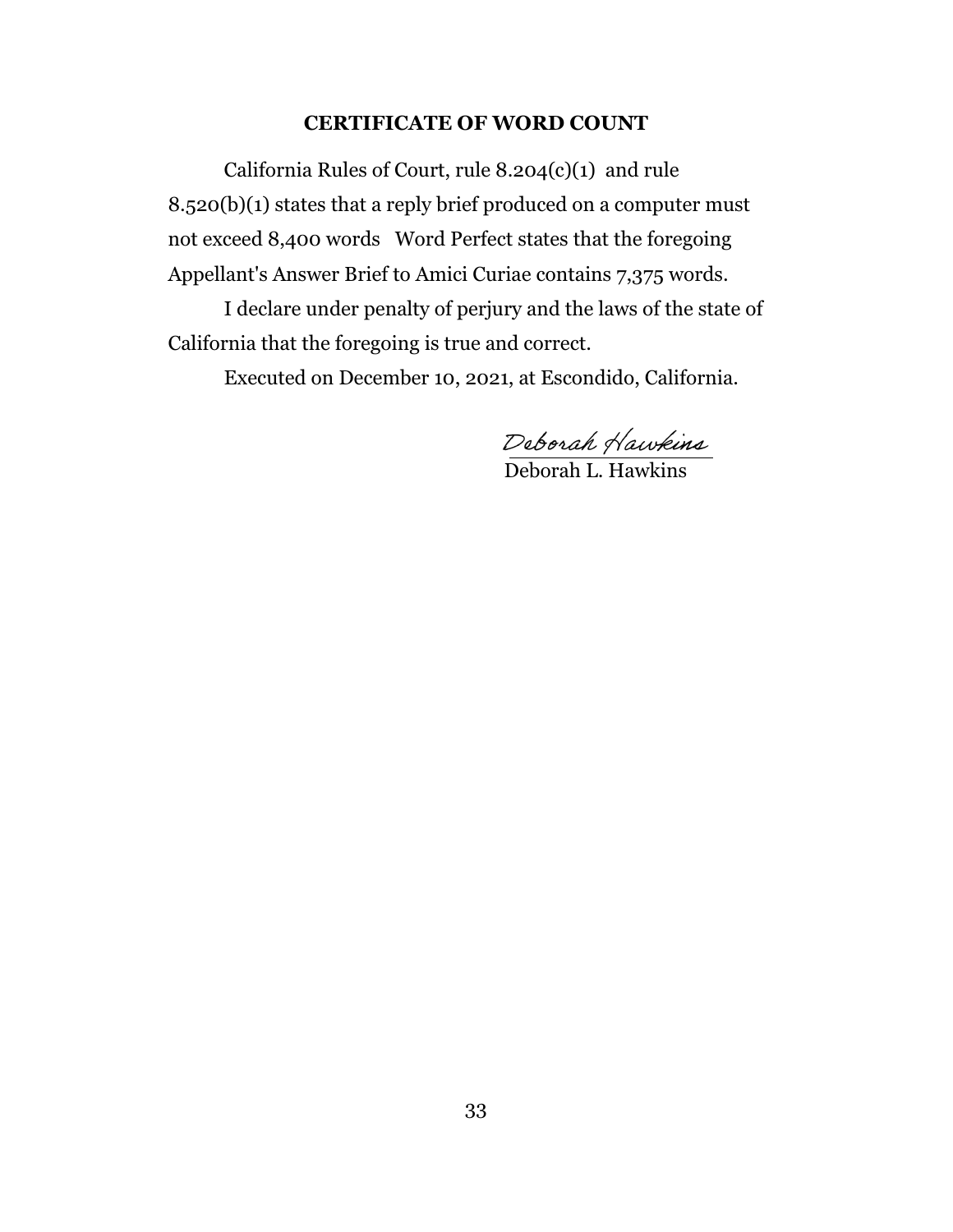## CERTIFICATE OF WORD COUNT

California Rules of Court, rule 8.204(c)(1) and rule 8.520(b)(1) states that a reply brief produced on a computer must not exceed 8,400 words Word Perfect states that the foregoing Appellant's Answer Brief to Amici Curiae contains 7,375 words.

I declare under penalty of perjury and the laws of the state of California that the foregoing is true and correct.

Executed on December 10, 2021, at Escondido, California.

*Deborah Hawkins*

Deborah L. Hawkins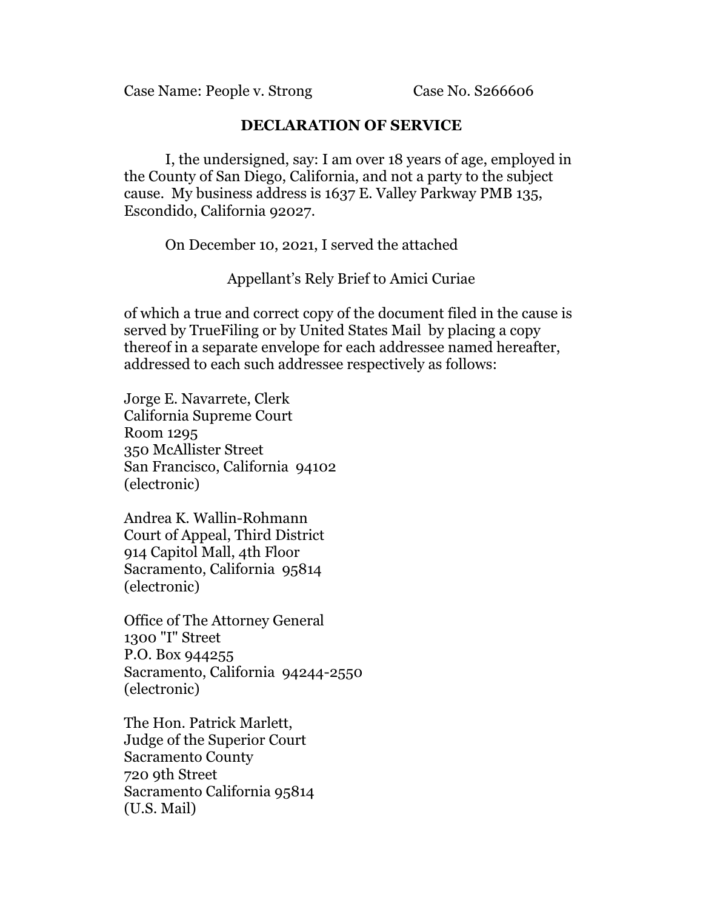Case Name: People v. Strong Case No. S266606

## DECLARATION OF SERVICE

I, the undersigned, say: I am over 18 years of age, employed in the County of San Diego, California, and not a party to the subject cause. My business address is 1637 E. Valley Parkway PMB 135, Escondido, California 92027.

On December 10, 2021, I served the attached

Appellant's Rely Brief to Amici Curiae

of which a true and correct copy of the document filed in the cause is served by TrueFiling or by United States Mail by placing a copy thereof in a separate envelope for each addressee named hereafter, addressed to each such addressee respectively as follows:

Jorge E. Navarrete, Clerk
California Supreme Court
Room 1295
350 McAllister Street
San Francisco, California 94102
(electronic)

Andrea K. Wallin-Rohmann
Court of Appeal, Third District
914 Capitol Mall, 4th Floor
Sacramento, California 95814
(electronic)

Office of The Attorney General
1300 "I" Street
P.O. Box 944255
Sacramento, California 94244-2550
(electronic)

The Hon. Patrick Marlett,
Judge of the Superior Court
Sacramento County
720 9th Street
Sacramento California 95814
(U.S. Mail)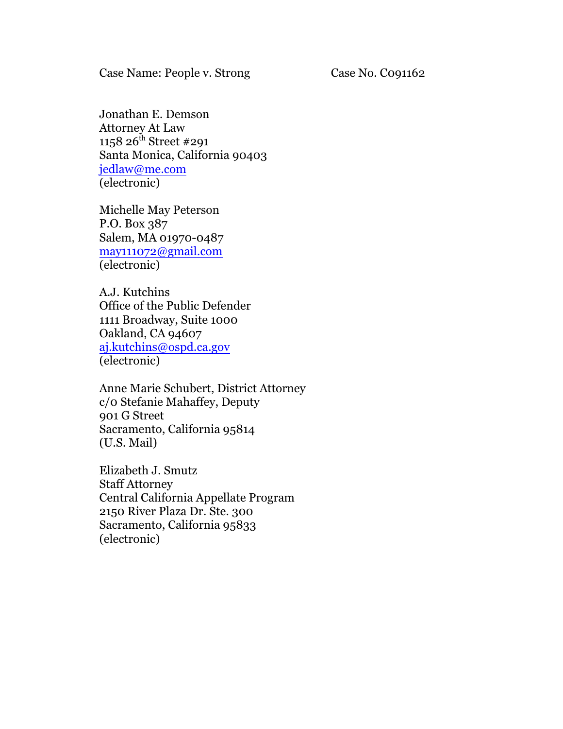Case Name: People v. Strong Case No. C091162

Jonathan E. Demson
Attorney At Law
1158 26th Street #291
Santa Monica, California 90403
jedlaw@me.com
(electronic)

Michelle May Peterson
P.O. Box 387
Salem, MA 01970-0487
may111072@gmail.com
(electronic)

A.J. Kutchins
Office of the Public Defender
1111 Broadway, Suite 1000
Oakland, CA 94607
aj.kutchins@ospd.ca.gov
(electronic)

Anne Marie Schubert, District Attorney
c/o Stefanie Mahaffey, Deputy
901 G Street
Sacramento, California 95814
(U.S. Mail)

Elizabeth J. Smutz
Staff Attorney
Central California Appellate Program
2150 River Plaza Dr. Ste. 300
Sacramento, California 95833
(electronic)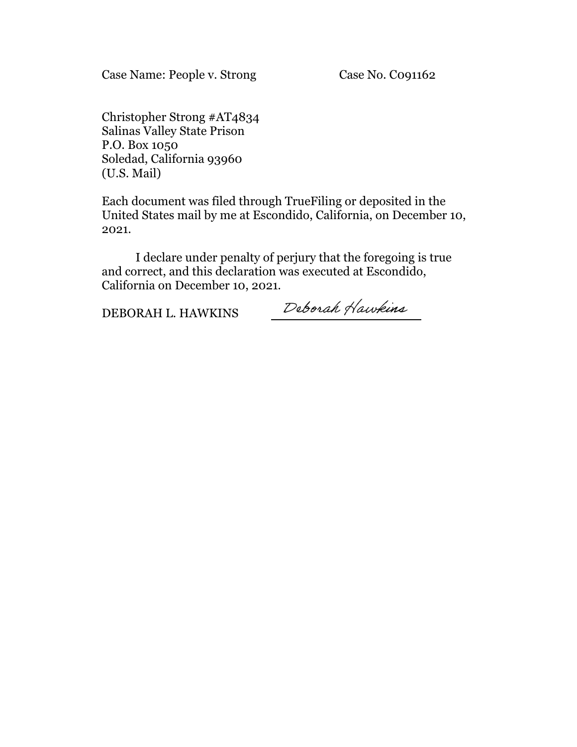Case Name: People v. Strong Case No. C091162

Christopher Strong #AT4834
Salinas Valley State Prison
P.O. Box 1050
Soledad, California 93960
(U.S. Mail)

Each document was filed through TrueFiling or deposited in the United States mail by me at Escondido, California, on December 10, 2021.

I declare under penalty of perjury that the foregoing is true and correct, and this declaration was executed at Escondido, California on December 10, 2021.

DEBORAH L. HAWKINS Deborah Hawkins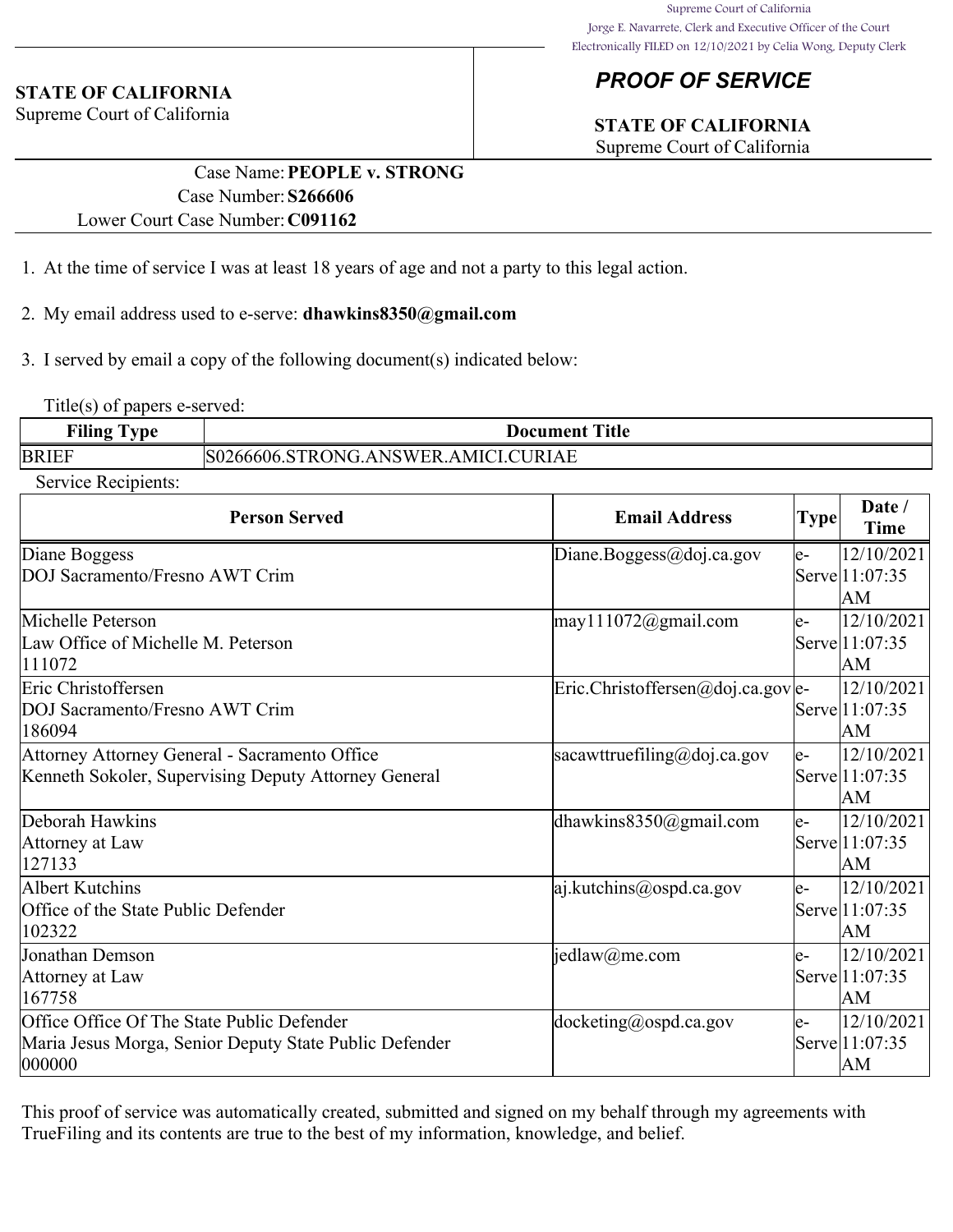Supreme Court of California
Jorge E. Navarrete, Clerk and Executive Officer of the Court
Electronically FILED on 12/10/2021 by Celia Wong, Deputy Clerk

**STATE OF CALIFORNIA**
Supreme Court of California

## *PROOF OF SERVICE*

**STATE OF CALIFORNIA**
Supreme Court of California

Case Name: **PEOPLE v. STRONG**
Case Number: **S266606**
Lower Court Case Number: **C091162**

1. At the time of service I was at least 18 years of age and not a party to this legal action.

2. My email address used to e-serve: **dhawkins8350@gmail.com**

3. I served by email a copy of the following document(s) indicated below:

Title(s) of papers e-served:

| Filing Type | Document Title |
|---|---|
| BRIEF | S0266606.STRONG.ANSWER.AMICI.CURIAE |

Service Recipients:

| Person Served | Email Address | Type | Date / Time |
|---|---|---|---|
| Diane Boggess<br>DOJ Sacramento/Fresno AWT Crim | Diane.Boggess@doj.ca.gov | e-Serve | 12/10/2021 11:07:35 AM |
| Michelle Peterson<br>Law Office of Michelle M. Peterson<br>111072 | may111072@gmail.com | e-Serve | 12/10/2021 11:07:35 AM |
| Eric Christoffersen<br>DOJ Sacramento/Fresno AWT Crim<br>186094 | Eric.Christoffersen@doj.ca.gov | e-Serve | 12/10/2021 11:07:35 AM |
| Attorney Attorney General - Sacramento Office<br>Kenneth Sokoler, Supervising Deputy Attorney General | sacawttruefiling@doj.ca.gov | e-Serve | 12/10/2021 11:07:35 AM |
| Deborah Hawkins<br>Attorney at Law<br>127133 | dhawkins8350@gmail.com | e-Serve | 12/10/2021 11:07:35 AM |
| Albert Kutchins<br>Office of the State Public Defender<br>102322 | aj.kutchins@ospd.ca.gov | e-Serve | 12/10/2021 11:07:35 AM |
| Jonathan Demson<br>Attorney at Law<br>167758 | jedlaw@me.com | e-Serve | 12/10/2021 11:07:35 AM |
| Office Office Of The State Public Defender<br>Maria Jesus Morga, Senior Deputy State Public Defender<br>000000 | docketing@ospd.ca.gov | e-Serve | 12/10/2021 11:07:35 AM |

This proof of service was automatically created, submitted and signed on my behalf through my agreements with TrueFiling and its contents are true to the best of my information, knowledge, and belief.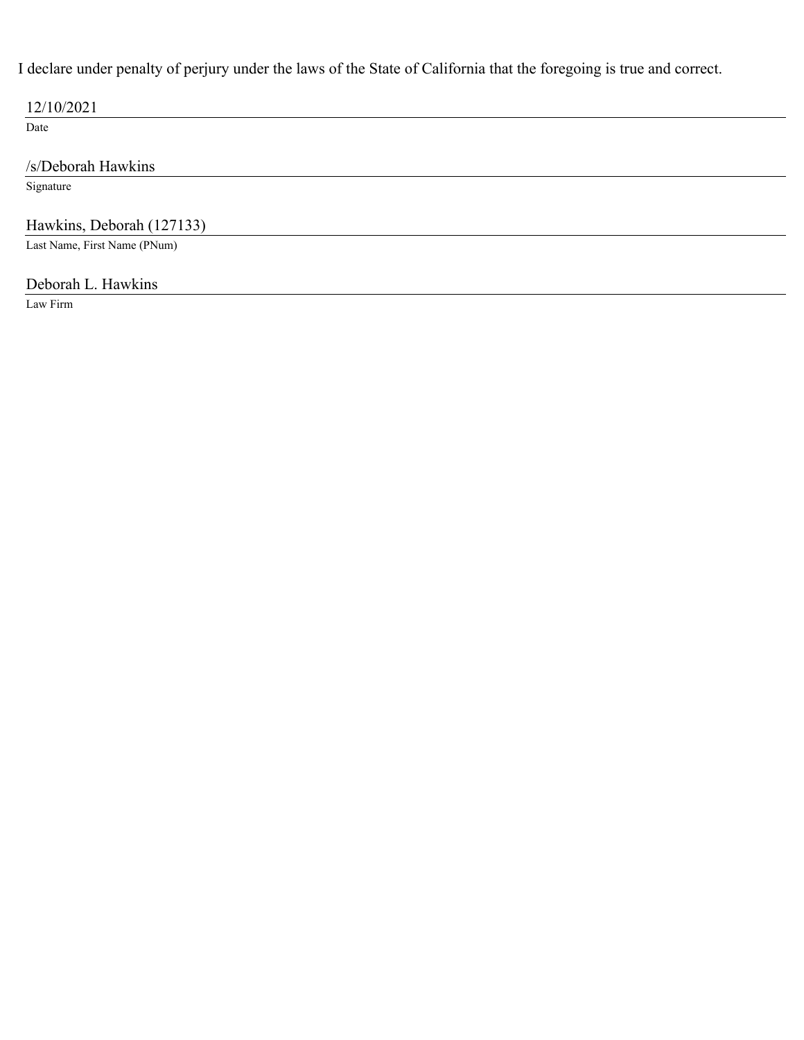I declare under penalty of perjury under the laws of the State of California that the foregoing is true and correct.

12/10/2021

Date

/s/Deborah Hawkins

Signature

Hawkins, Deborah (127133)

Last Name, First Name (PNum)

Deborah L. Hawkins

Law Firm